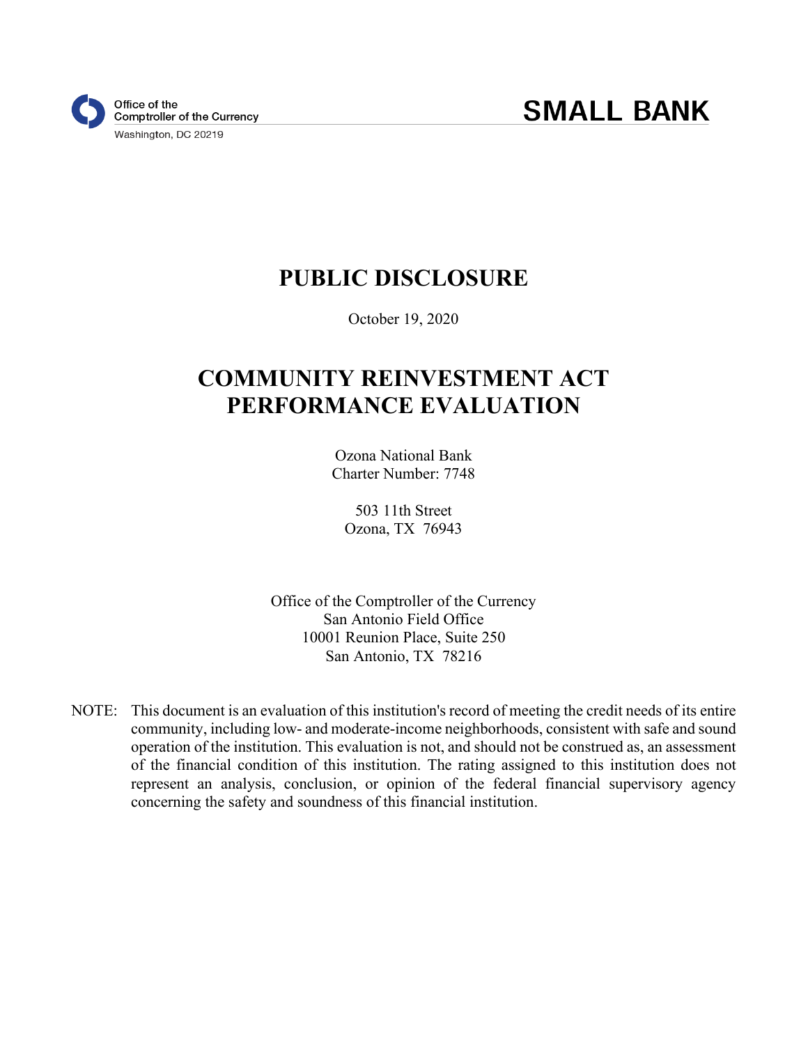Office of the
Comptroller of the Currency
Washington, DC 20219

**SMALL BANK**

# PUBLIC DISCLOSURE

October 19, 2020

# COMMUNITY REINVESTMENT ACT PERFORMANCE EVALUATION

Ozona National Bank
Charter Number: 7748

503 11th Street
Ozona, TX 76943

Office of the Comptroller of the Currency
San Antonio Field Office
10001 Reunion Place, Suite 250
San Antonio, TX 78216

NOTE: This document is an evaluation of this institution's record of meeting the credit needs of its entire community, including low- and moderate-income neighborhoods, consistent with safe and sound operation of the institution. This evaluation is not, and should not be construed as, an assessment of the financial condition of this institution. The rating assigned to this institution does not represent an analysis, conclusion, or opinion of the federal financial supervisory agency concerning the safety and soundness of this financial institution.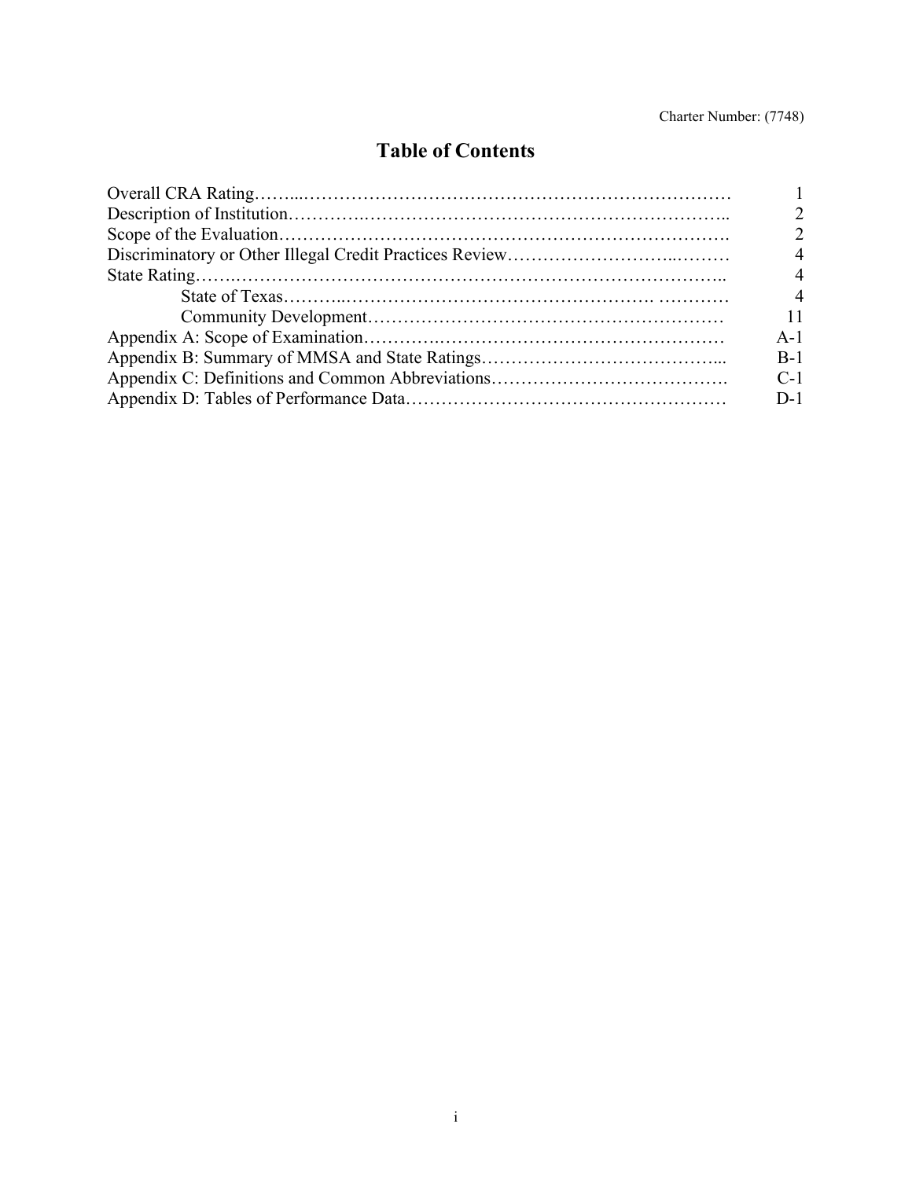# Table of Contents

| | |
|---|---|
| Overall CRA Rating | 1 |
| Description of Institution | 2 |
| Scope of the Evaluation | 2 |
| Discriminatory or Other Illegal Credit Practices Review | 4 |
| State Rating | 4 |
| State of Texas | 4 |
| Community Development | 11 |
| Appendix A: Scope of Examination | A-1 |
| Appendix B: Summary of MMSA and State Ratings | B-1 |
| Appendix C: Definitions and Common Abbreviations | C-1 |
| Appendix D: Tables of Performance Data | D-1 |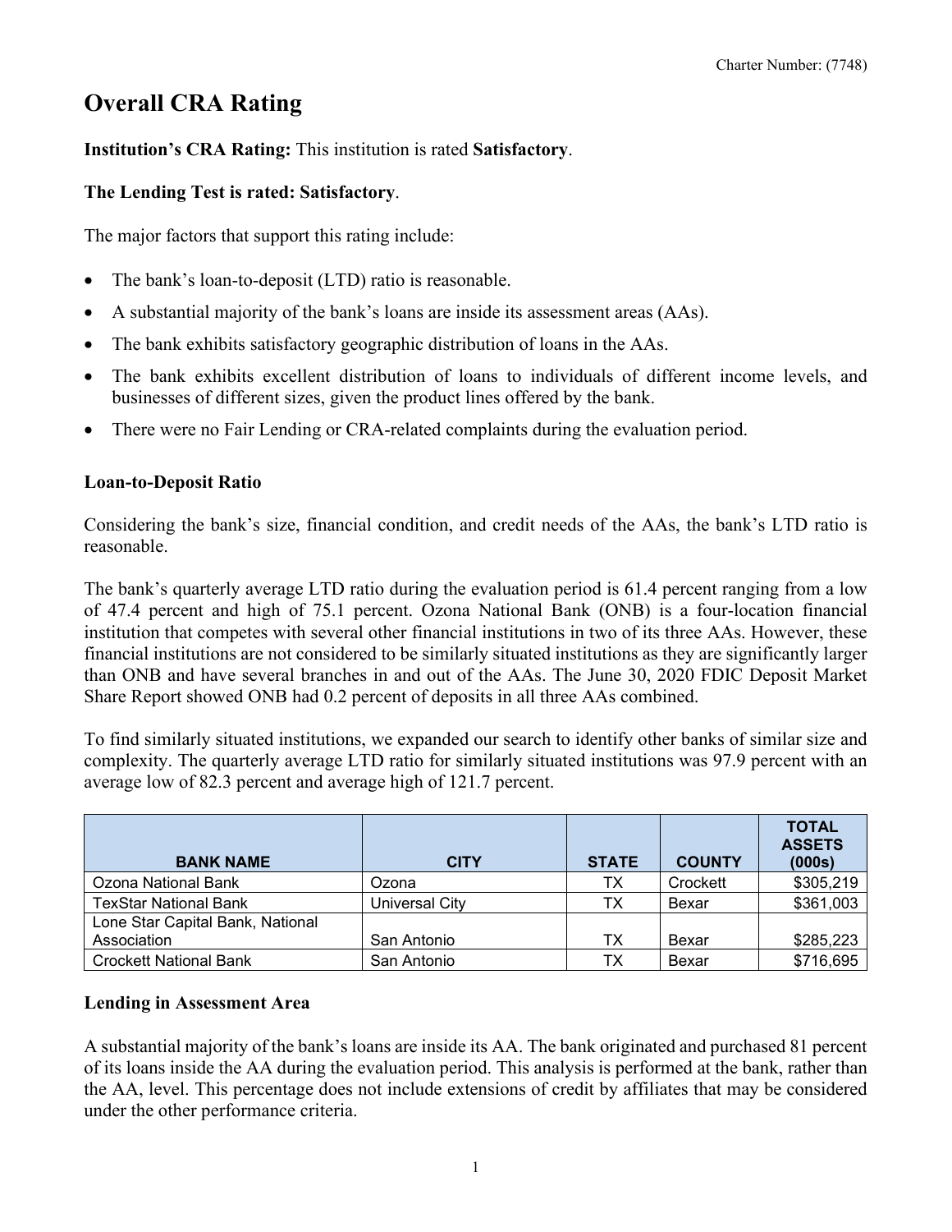# Overall CRA Rating

**Institution's CRA Rating:** This institution is rated **Satisfactory**.

**The Lending Test is rated: Satisfactory**.

The major factors that support this rating include:

- The bank's loan-to-deposit (LTD) ratio is reasonable.
- A substantial majority of the bank's loans are inside its assessment areas (AAs).
- The bank exhibits satisfactory geographic distribution of loans in the AAs.
- The bank exhibits excellent distribution of loans to individuals of different income levels, and businesses of different sizes, given the product lines offered by the bank.
- There were no Fair Lending or CRA-related complaints during the evaluation period.

### Loan-to-Deposit Ratio

Considering the bank's size, financial condition, and credit needs of the AAs, the bank's LTD ratio is reasonable.

The bank's quarterly average LTD ratio during the evaluation period is 61.4 percent ranging from a low of 47.4 percent and high of 75.1 percent. Ozona National Bank (ONB) is a four-location financial institution that competes with several other financial institutions in two of its three AAs. However, these financial institutions are not considered to be similarly situated institutions as they are significantly larger than ONB and have several branches in and out of the AAs. The June 30, 2020 FDIC Deposit Market Share Report showed ONB had 0.2 percent of deposits in all three AAs combined.

To find similarly situated institutions, we expanded our search to identify other banks of similar size and complexity. The quarterly average LTD ratio for similarly situated institutions was 97.9 percent with an average low of 82.3 percent and average high of 121.7 percent.

| BANK NAME | CITY | STATE | COUNTY | TOTAL ASSETS (000s) |
|---|---|---|---|---|
| Ozona National Bank | Ozona | TX | Crockett | $305,219 |
| TexStar National Bank | Universal City | TX | Bexar | $361,003 |
| Lone Star Capital Bank, National Association | San Antonio | TX | Bexar | $285,223 |
| Crockett National Bank | San Antonio | TX | Bexar | $716,695 |

### Lending in Assessment Area

A substantial majority of the bank's loans are inside its AA. The bank originated and purchased 81 percent of its loans inside the AA during the evaluation period. This analysis is performed at the bank, rather than the AA, level. This percentage does not include extensions of credit by affiliates that may be considered under the other performance criteria.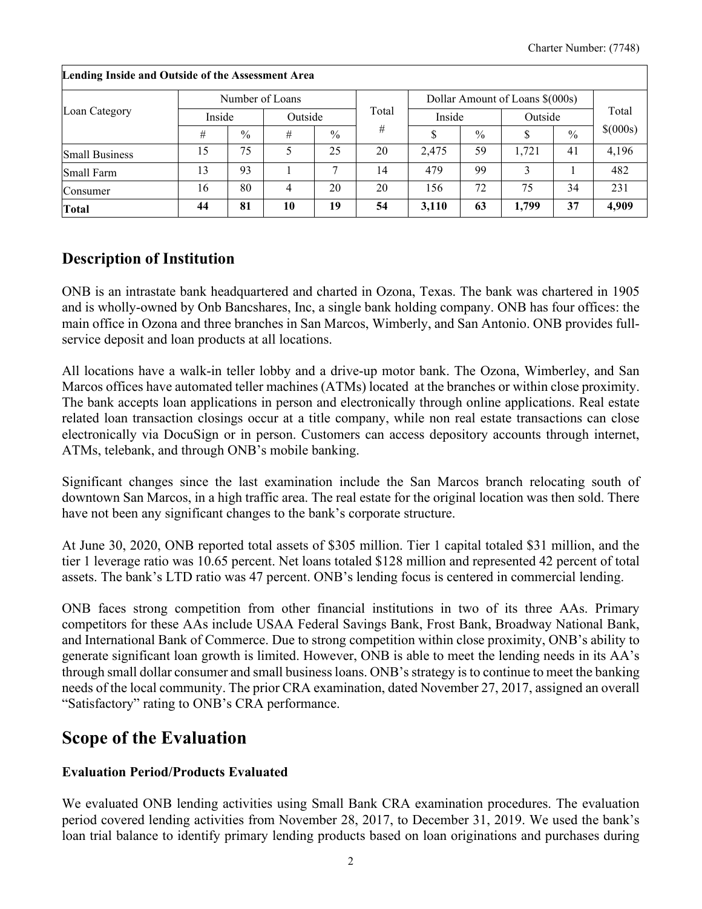| Lending Inside and Outside of the Assessment Area | | | | | | | | | | |
|---|---|---|---|---|---|---|---|---|---|---|
| Loan Category | Number of Loans | | | | Total # | Dollar Amount of Loans $(000s) | | | | Total $(000s) |
| | Inside | | Outside | | | Inside | | Outside | | |
| | # | % | # | % | | $ | % | $ | % | |
| Small Business | 15 | 75 | 5 | 25 | 20 | 2,475 | 59 | 1,721 | 41 | 4,196 |
| Small Farm | 13 | 93 | 1 | 7 | 14 | 479 | 99 | 3 | 1 | 482 |
| Consumer | 16 | 80 | 4 | 20 | 20 | 156 | 72 | 75 | 34 | 231 |
| **Total** | **44** | **81** | **10** | **19** | **54** | **3,110** | **63** | **1,799** | **37** | **4,909** |

## Description of Institution

ONB is an intrastate bank headquartered and charted in Ozona, Texas. The bank was chartered in 1905 and is wholly-owned by Onb Bancshares, Inc, a single bank holding company. ONB has four offices: the main office in Ozona and three branches in San Marcos, Wimberly, and San Antonio. ONB provides full-service deposit and loan products at all locations.

All locations have a walk-in teller lobby and a drive-up motor bank. The Ozona, Wimberley, and San Marcos offices have automated teller machines (ATMs) located at the branches or within close proximity. The bank accepts loan applications in person and electronically through online applications. Real estate related loan transaction closings occur at a title company, while non real estate transactions can close electronically via DocuSign or in person. Customers can access depository accounts through internet, ATMs, telebank, and through ONB's mobile banking.

Significant changes since the last examination include the San Marcos branch relocating south of downtown San Marcos, in a high traffic area. The real estate for the original location was then sold. There have not been any significant changes to the bank's corporate structure.

At June 30, 2020, ONB reported total assets of $305 million. Tier 1 capital totaled $31 million, and the tier 1 leverage ratio was 10.65 percent. Net loans totaled $128 million and represented 42 percent of total assets. The bank's LTD ratio was 47 percent. ONB's lending focus is centered in commercial lending.

ONB faces strong competition from other financial institutions in two of its three AAs. Primary competitors for these AAs include USAA Federal Savings Bank, Frost Bank, Broadway National Bank, and International Bank of Commerce. Due to strong competition within close proximity, ONB's ability to generate significant loan growth is limited. However, ONB is able to meet the lending needs in its AA's through small dollar consumer and small business loans. ONB's strategy is to continue to meet the banking needs of the local community. The prior CRA examination, dated November 27, 2017, assigned an overall "Satisfactory" rating to ONB's CRA performance.

## Scope of the Evaluation

### Evaluation Period/Products Evaluated

We evaluated ONB lending activities using Small Bank CRA examination procedures. The evaluation period covered lending activities from November 28, 2017, to December 31, 2019. We used the bank's loan trial balance to identify primary lending products based on loan originations and purchases during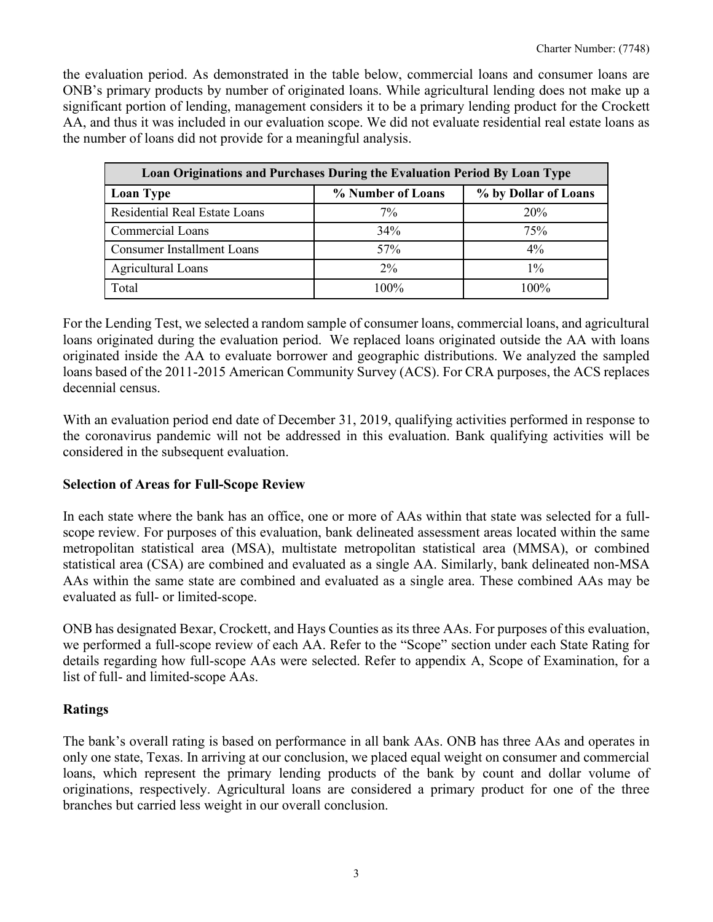the evaluation period. As demonstrated in the table below, commercial loans and consumer loans are ONB's primary products by number of originated loans. While agricultural lending does not make up a significant portion of lending, management considers it to be a primary lending product for the Crockett AA, and thus it was included in our evaluation scope. We did not evaluate residential real estate loans as the number of loans did not provide for a meaningful analysis.

| Loan Originations and Purchases During the Evaluation Period By Loan Type | | |
|---|---|---|
| **Loan Type** | **% Number of Loans** | **% by Dollar of Loans** |
| Residential Real Estate Loans | 7% | 20% |
| Commercial Loans | 34% | 75% |
| Consumer Installment Loans | 57% | 4% |
| Agricultural Loans | 2% | 1% |
| Total | 100% | 100% |

For the Lending Test, we selected a random sample of consumer loans, commercial loans, and agricultural loans originated during the evaluation period. We replaced loans originated outside the AA with loans originated inside the AA to evaluate borrower and geographic distributions. We analyzed the sampled loans based of the 2011-2015 American Community Survey (ACS). For CRA purposes, the ACS replaces decennial census.

With an evaluation period end date of December 31, 2019, qualifying activities performed in response to the coronavirus pandemic will not be addressed in this evaluation. Bank qualifying activities will be considered in the subsequent evaluation.

**Selection of Areas for Full-Scope Review**

In each state where the bank has an office, one or more of AAs within that state was selected for a full-scope review. For purposes of this evaluation, bank delineated assessment areas located within the same metropolitan statistical area (MSA), multistate metropolitan statistical area (MMSA), or combined statistical area (CSA) are combined and evaluated as a single AA. Similarly, bank delineated non-MSA AAs within the same state are combined and evaluated as a single area. These combined AAs may be evaluated as full- or limited-scope.

ONB has designated Bexar, Crockett, and Hays Counties as its three AAs. For purposes of this evaluation, we performed a full-scope review of each AA. Refer to the "Scope" section under each State Rating for details regarding how full-scope AAs were selected. Refer to appendix A, Scope of Examination, for a list of full- and limited-scope AAs.

**Ratings**

The bank's overall rating is based on performance in all bank AAs. ONB has three AAs and operates in only one state, Texas. In arriving at our conclusion, we placed equal weight on consumer and commercial loans, which represent the primary lending products of the bank by count and dollar volume of originations, respectively. Agricultural loans are considered a primary product for one of the three branches but carried less weight in our overall conclusion.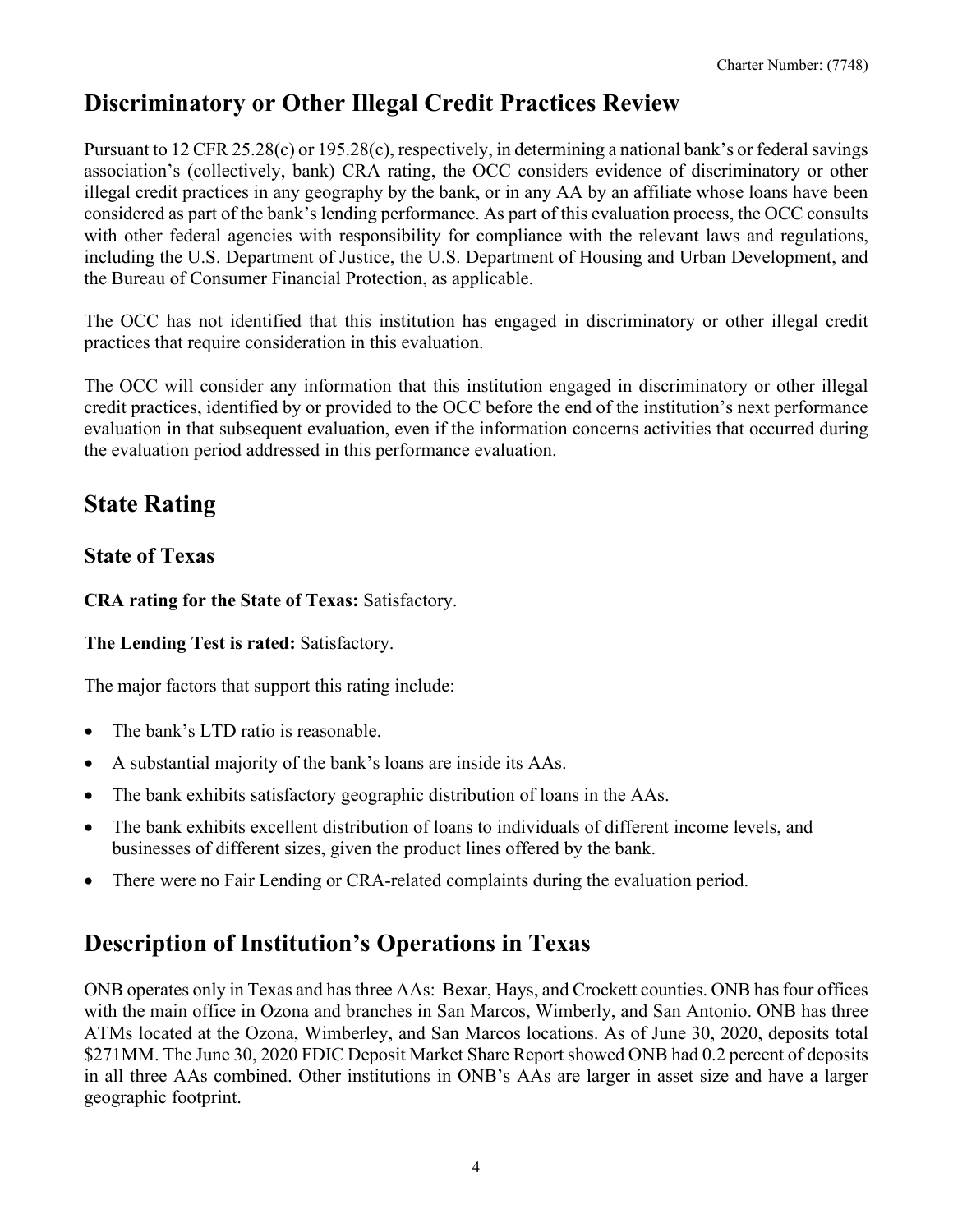## Discriminatory or Other Illegal Credit Practices Review

Pursuant to 12 CFR 25.28(c) or 195.28(c), respectively, in determining a national bank's or federal savings association's (collectively, bank) CRA rating, the OCC considers evidence of discriminatory or other illegal credit practices in any geography by the bank, or in any AA by an affiliate whose loans have been considered as part of the bank's lending performance. As part of this evaluation process, the OCC consults with other federal agencies with responsibility for compliance with the relevant laws and regulations, including the U.S. Department of Justice, the U.S. Department of Housing and Urban Development, and the Bureau of Consumer Financial Protection, as applicable.

The OCC has not identified that this institution has engaged in discriminatory or other illegal credit practices that require consideration in this evaluation.

The OCC will consider any information that this institution engaged in discriminatory or other illegal credit practices, identified by or provided to the OCC before the end of the institution's next performance evaluation in that subsequent evaluation, even if the information concerns activities that occurred during the evaluation period addressed in this performance evaluation.

## State Rating

### State of Texas

**CRA rating for the State of Texas:** Satisfactory.

**The Lending Test is rated:** Satisfactory.

The major factors that support this rating include:

- The bank's LTD ratio is reasonable.
- A substantial majority of the bank's loans are inside its AAs.
- The bank exhibits satisfactory geographic distribution of loans in the AAs.
- The bank exhibits excellent distribution of loans to individuals of different income levels, and businesses of different sizes, given the product lines offered by the bank.
- There were no Fair Lending or CRA-related complaints during the evaluation period.

## Description of Institution's Operations in Texas

ONB operates only in Texas and has three AAs: Bexar, Hays, and Crockett counties. ONB has four offices with the main office in Ozona and branches in San Marcos, Wimberly, and San Antonio. ONB has three ATMs located at the Ozona, Wimberley, and San Marcos locations. As of June 30, 2020, deposits total \$271MM. The June 30, 2020 FDIC Deposit Market Share Report showed ONB had 0.2 percent of deposits in all three AAs combined. Other institutions in ONB's AAs are larger in asset size and have a larger geographic footprint.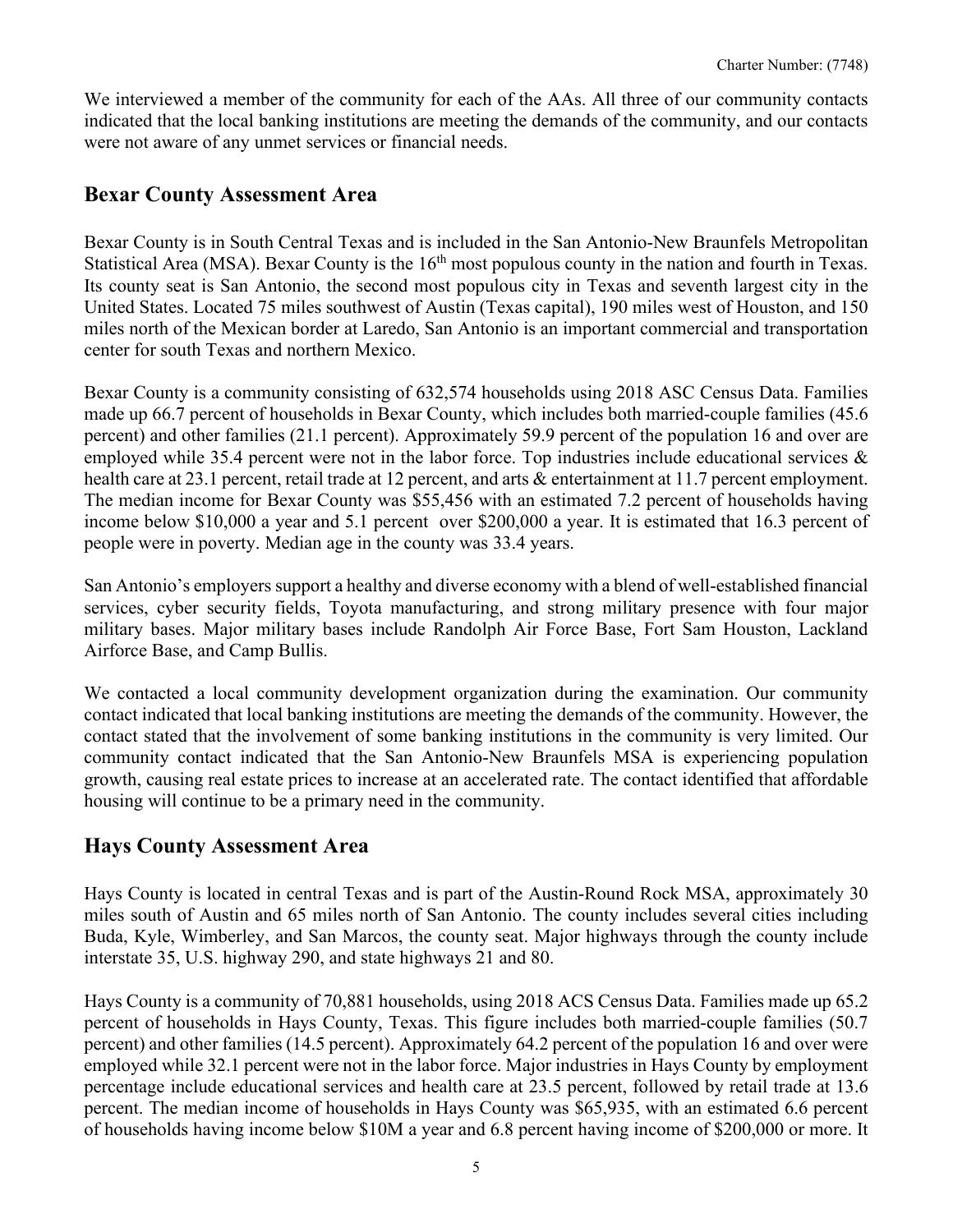We interviewed a member of the community for each of the AAs. All three of our community contacts indicated that the local banking institutions are meeting the demands of the community, and our contacts were not aware of any unmet services or financial needs.

## Bexar County Assessment Area

Bexar County is in South Central Texas and is included in the San Antonio-New Braunfels Metropolitan Statistical Area (MSA). Bexar County is the 16th most populous county in the nation and fourth in Texas. Its county seat is San Antonio, the second most populous city in Texas and seventh largest city in the United States. Located 75 miles southwest of Austin (Texas capital), 190 miles west of Houston, and 150 miles north of the Mexican border at Laredo, San Antonio is an important commercial and transportation center for south Texas and northern Mexico.

Bexar County is a community consisting of 632,574 households using 2018 ASC Census Data. Families made up 66.7 percent of households in Bexar County, which includes both married-couple families (45.6 percent) and other families (21.1 percent). Approximately 59.9 percent of the population 16 and over are employed while 35.4 percent were not in the labor force. Top industries include educational services & health care at 23.1 percent, retail trade at 12 percent, and arts & entertainment at 11.7 percent employment. The median income for Bexar County was $55,456 with an estimated 7.2 percent of households having income below $10,000 a year and 5.1 percent over $200,000 a year. It is estimated that 16.3 percent of people were in poverty. Median age in the county was 33.4 years.

San Antonio's employers support a healthy and diverse economy with a blend of well-established financial services, cyber security fields, Toyota manufacturing, and strong military presence with four major military bases. Major military bases include Randolph Air Force Base, Fort Sam Houston, Lackland Airforce Base, and Camp Bullis.

We contacted a local community development organization during the examination. Our community contact indicated that local banking institutions are meeting the demands of the community. However, the contact stated that the involvement of some banking institutions in the community is very limited. Our community contact indicated that the San Antonio-New Braunfels MSA is experiencing population growth, causing real estate prices to increase at an accelerated rate. The contact identified that affordable housing will continue to be a primary need in the community.

## Hays County Assessment Area

Hays County is located in central Texas and is part of the Austin-Round Rock MSA, approximately 30 miles south of Austin and 65 miles north of San Antonio. The county includes several cities including Buda, Kyle, Wimberley, and San Marcos, the county seat. Major highways through the county include interstate 35, U.S. highway 290, and state highways 21 and 80.

Hays County is a community of 70,881 households, using 2018 ACS Census Data. Families made up 65.2 percent of households in Hays County, Texas. This figure includes both married-couple families (50.7 percent) and other families (14.5 percent). Approximately 64.2 percent of the population 16 and over were employed while 32.1 percent were not in the labor force. Major industries in Hays County by employment percentage include educational services and health care at 23.5 percent, followed by retail trade at 13.6 percent. The median income of households in Hays County was $65,935, with an estimated 6.6 percent of households having income below $10M a year and 6.8 percent having income of $200,000 or more. It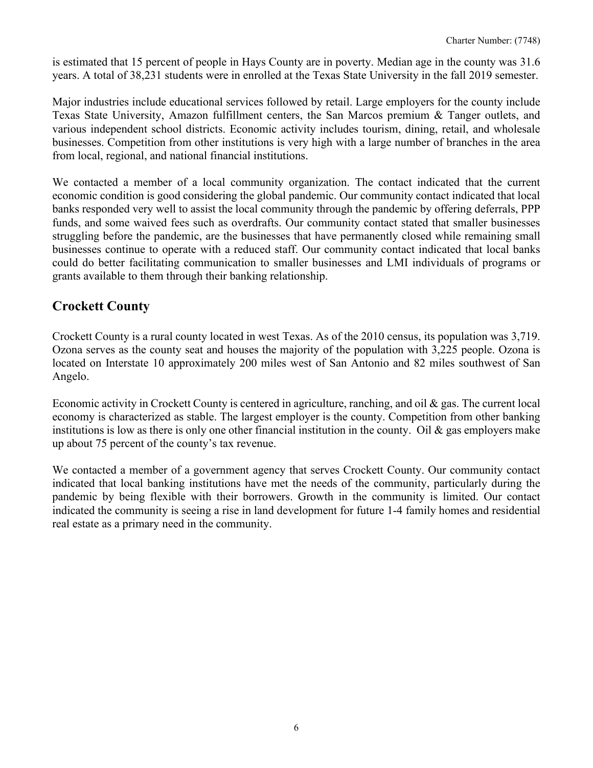is estimated that 15 percent of people in Hays County are in poverty. Median age in the county was 31.6 years. A total of 38,231 students were in enrolled at the Texas State University in the fall 2019 semester.

Major industries include educational services followed by retail. Large employers for the county include Texas State University, Amazon fulfillment centers, the San Marcos premium & Tanger outlets, and various independent school districts. Economic activity includes tourism, dining, retail, and wholesale businesses. Competition from other institutions is very high with a large number of branches in the area from local, regional, and national financial institutions.

We contacted a member of a local community organization. The contact indicated that the current economic condition is good considering the global pandemic. Our community contact indicated that local banks responded very well to assist the local community through the pandemic by offering deferrals, PPP funds, and some waived fees such as overdrafts. Our community contact stated that smaller businesses struggling before the pandemic, are the businesses that have permanently closed while remaining small businesses continue to operate with a reduced staff. Our community contact indicated that local banks could do better facilitating communication to smaller businesses and LMI individuals of programs or grants available to them through their banking relationship.

## Crockett County

Crockett County is a rural county located in west Texas. As of the 2010 census, its population was 3,719. Ozona serves as the county seat and houses the majority of the population with 3,225 people. Ozona is located on Interstate 10 approximately 200 miles west of San Antonio and 82 miles southwest of San Angelo.

Economic activity in Crockett County is centered in agriculture, ranching, and oil & gas. The current local economy is characterized as stable. The largest employer is the county. Competition from other banking institutions is low as there is only one other financial institution in the county. Oil & gas employers make up about 75 percent of the county's tax revenue.

We contacted a member of a government agency that serves Crockett County. Our community contact indicated that local banking institutions have met the needs of the community, particularly during the pandemic by being flexible with their borrowers. Growth in the community is limited. Our contact indicated the community is seeing a rise in land development for future 1-4 family homes and residential real estate as a primary need in the community.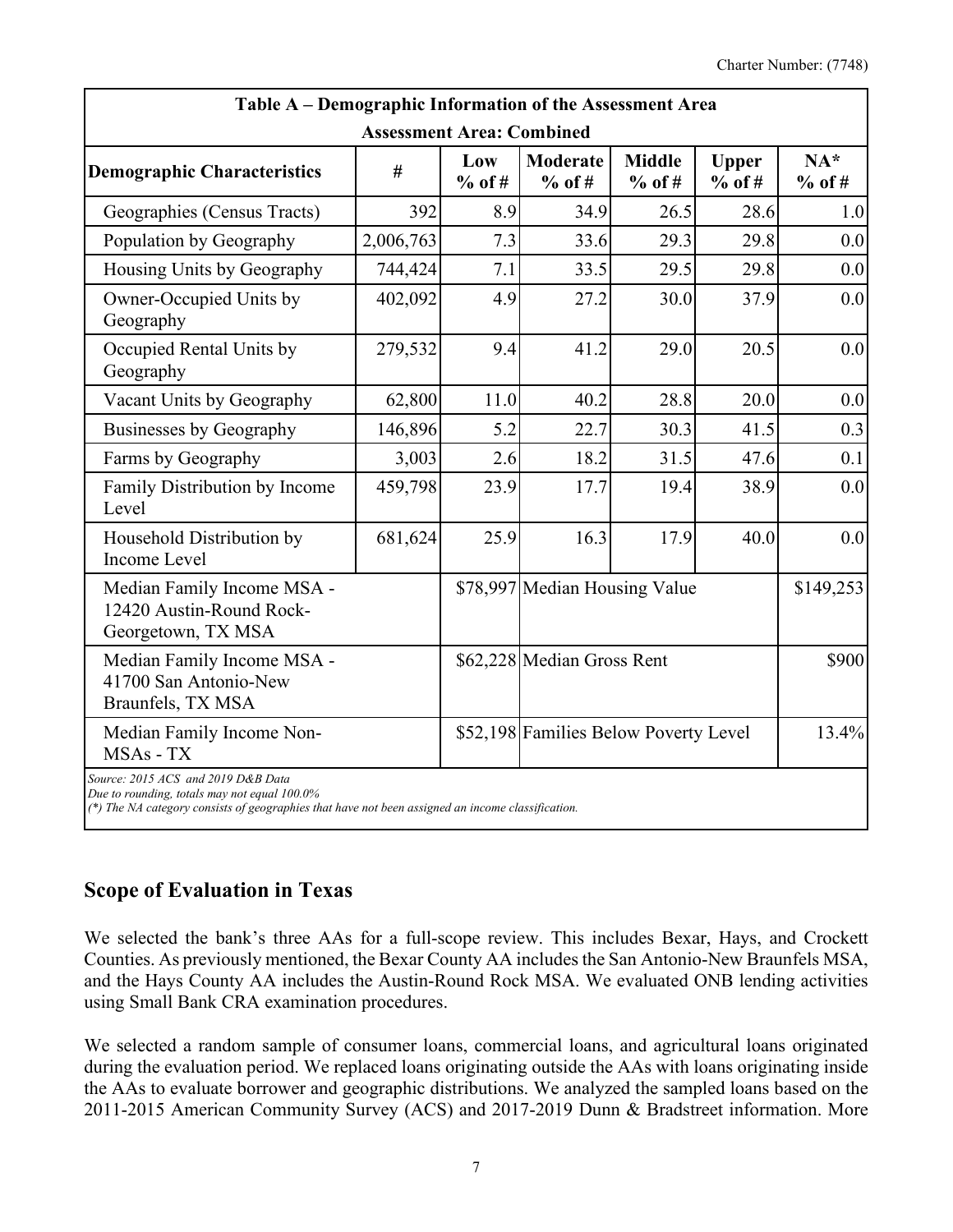| Table A – Demographic Information of the Assessment Area | | | | | | |
|---|---|---|---|---|---|---|
| Assessment Area: Combined | | | | | | |
| Demographic Characteristics | # | Low % of # | Moderate % of # | Middle % of # | Upper % of # | NA* % of # |
| Geographies (Census Tracts) | 392 | 8.9 | 34.9 | 26.5 | 28.6 | 1.0 |
| Population by Geography | 2,006,763 | 7.3 | 33.6 | 29.3 | 29.8 | 0.0 |
| Housing Units by Geography | 744,424 | 7.1 | 33.5 | 29.5 | 29.8 | 0.0 |
| Owner-Occupied Units by Geography | 402,092 | 4.9 | 27.2 | 30.0 | 37.9 | 0.0 |
| Occupied Rental Units by Geography | 279,532 | 9.4 | 41.2 | 29.0 | 20.5 | 0.0 |
| Vacant Units by Geography | 62,800 | 11.0 | 40.2 | 28.8 | 20.0 | 0.0 |
| Businesses by Geography | 146,896 | 5.2 | 22.7 | 30.3 | 41.5 | 0.3 |
| Farms by Geography | 3,003 | 2.6 | 18.2 | 31.5 | 47.6 | 0.1 |
| Family Distribution by Income Level | 459,798 | 23.9 | 17.7 | 19.4 | 38.9 | 0.0 |
| Household Distribution by Income Level | 681,624 | 25.9 | 16.3 | 17.9 | 40.0 | 0.0 |
| Median Family Income MSA - 12420 Austin-Round Rock-Georgetown, TX MSA | | $78,997 | Median Housing Value | | | $149,253 |
| Median Family Income MSA - 41700 San Antonio-New Braunfels, TX MSA | | $62,228 | Median Gross Rent | | | $900 |
| Median Family Income Non-MSAs - TX | | $52,198 | Families Below Poverty Level | | | 13.4% |

*Source: 2015 ACS and 2019 D&B Data*
*Due to rounding, totals may not equal 100.0%*
*(\*) The NA category consists of geographies that have not been assigned an income classification.*

## Scope of Evaluation in Texas

We selected the bank's three AAs for a full-scope review. This includes Bexar, Hays, and Crockett Counties. As previously mentioned, the Bexar County AA includes the San Antonio-New Braunfels MSA, and the Hays County AA includes the Austin-Round Rock MSA. We evaluated ONB lending activities using Small Bank CRA examination procedures.

We selected a random sample of consumer loans, commercial loans, and agricultural loans originated during the evaluation period. We replaced loans originating outside the AAs with loans originating inside the AAs to evaluate borrower and geographic distributions. We analyzed the sampled loans based on the 2011-2015 American Community Survey (ACS) and 2017-2019 Dunn & Bradstreet information. More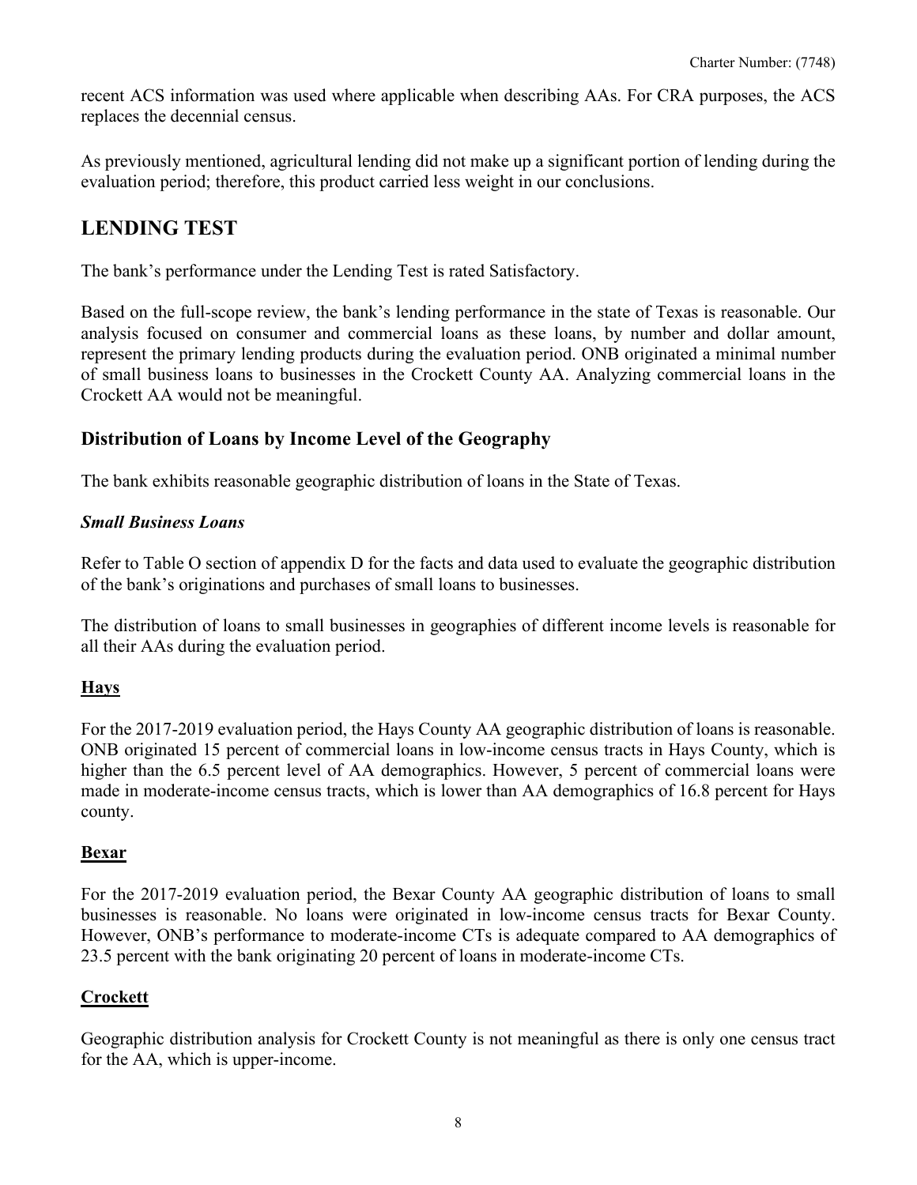recent ACS information was used where applicable when describing AAs. For CRA purposes, the ACS replaces the decennial census.

As previously mentioned, agricultural lending did not make up a significant portion of lending during the evaluation period; therefore, this product carried less weight in our conclusions.

## LENDING TEST

The bank's performance under the Lending Test is rated Satisfactory.

Based on the full-scope review, the bank's lending performance in the state of Texas is reasonable. Our analysis focused on consumer and commercial loans as these loans, by number and dollar amount, represent the primary lending products during the evaluation period. ONB originated a minimal number of small business loans to businesses in the Crockett County AA. Analyzing commercial loans in the Crockett AA would not be meaningful.

### Distribution of Loans by Income Level of the Geography

The bank exhibits reasonable geographic distribution of loans in the State of Texas.

***Small Business Loans***

Refer to Table O section of appendix D for the facts and data used to evaluate the geographic distribution of the bank's originations and purchases of small loans to businesses.

The distribution of loans to small businesses in geographies of different income levels is reasonable for all their AAs during the evaluation period.

**Hays**

For the 2017-2019 evaluation period, the Hays County AA geographic distribution of loans is reasonable. ONB originated 15 percent of commercial loans in low-income census tracts in Hays County, which is higher than the 6.5 percent level of AA demographics. However, 5 percent of commercial loans were made in moderate-income census tracts, which is lower than AA demographics of 16.8 percent for Hays county.

**Bexar**

For the 2017-2019 evaluation period, the Bexar County AA geographic distribution of loans to small businesses is reasonable. No loans were originated in low-income census tracts for Bexar County. However, ONB's performance to moderate-income CTs is adequate compared to AA demographics of 23.5 percent with the bank originating 20 percent of loans in moderate-income CTs.

**Crockett**

Geographic distribution analysis for Crockett County is not meaningful as there is only one census tract for the AA, which is upper-income.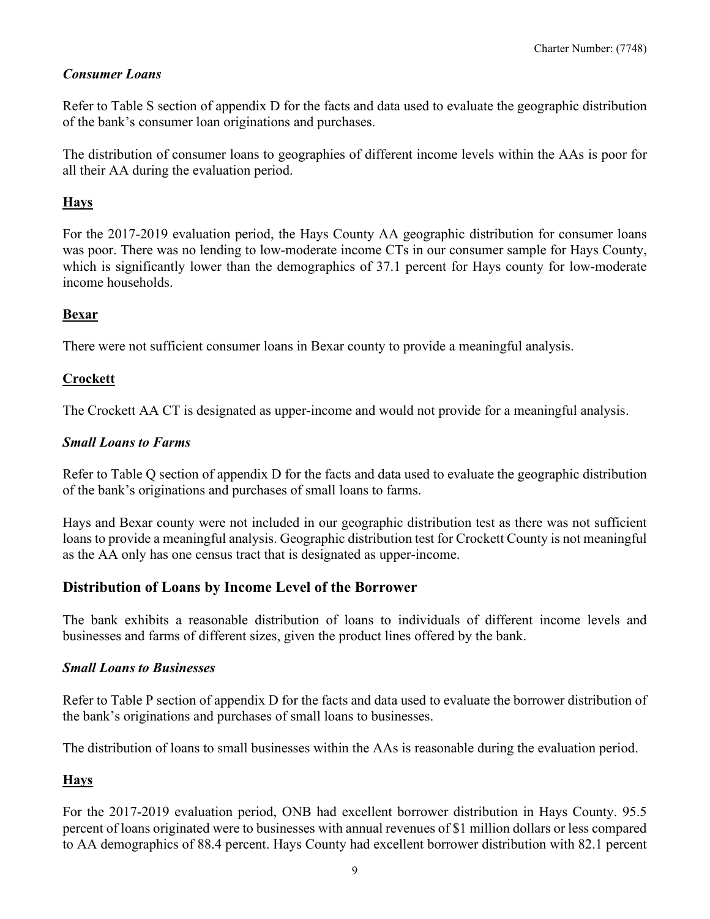### *Consumer Loans*

Refer to Table S section of appendix D for the facts and data used to evaluate the geographic distribution of the bank's consumer loan originations and purchases.

The distribution of consumer loans to geographies of different income levels within the AAs is poor for all their AA during the evaluation period.

**Hays**

For the 2017-2019 evaluation period, the Hays County AA geographic distribution for consumer loans was poor. There was no lending to low-moderate income CTs in our consumer sample for Hays County, which is significantly lower than the demographics of 37.1 percent for Hays county for low-moderate income households.

**Bexar**

There were not sufficient consumer loans in Bexar county to provide a meaningful analysis.

**Crockett**

The Crockett AA CT is designated as upper-income and would not provide for a meaningful analysis.

### *Small Loans to Farms*

Refer to Table Q section of appendix D for the facts and data used to evaluate the geographic distribution of the bank's originations and purchases of small loans to farms.

Hays and Bexar county were not included in our geographic distribution test as there was not sufficient loans to provide a meaningful analysis. Geographic distribution test for Crockett County is not meaningful as the AA only has one census tract that is designated as upper-income.

## Distribution of Loans by Income Level of the Borrower

The bank exhibits a reasonable distribution of loans to individuals of different income levels and businesses and farms of different sizes, given the product lines offered by the bank.

### *Small Loans to Businesses*

Refer to Table P section of appendix D for the facts and data used to evaluate the borrower distribution of the bank's originations and purchases of small loans to businesses.

The distribution of loans to small businesses within the AAs is reasonable during the evaluation period.

**Hays**

For the 2017-2019 evaluation period, ONB had excellent borrower distribution in Hays County. 95.5 percent of loans originated were to businesses with annual revenues of $1 million dollars or less compared to AA demographics of 88.4 percent. Hays County had excellent borrower distribution with 82.1 percent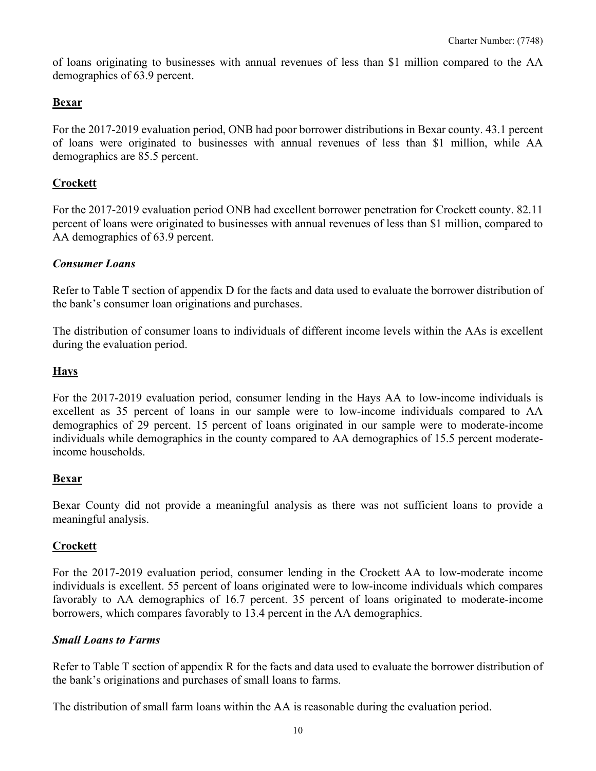of loans originating to businesses with annual revenues of less than $1 million compared to the AA demographics of 63.9 percent.

**Bexar**

For the 2017-2019 evaluation period, ONB had poor borrower distributions in Bexar county. 43.1 percent of loans were originated to businesses with annual revenues of less than $1 million, while AA demographics are 85.5 percent.

**Crockett**

For the 2017-2019 evaluation period ONB had excellent borrower penetration for Crockett county. 82.11 percent of loans were originated to businesses with annual revenues of less than $1 million, compared to AA demographics of 63.9 percent.

***Consumer Loans***

Refer to Table T section of appendix D for the facts and data used to evaluate the borrower distribution of the bank's consumer loan originations and purchases.

The distribution of consumer loans to individuals of different income levels within the AAs is excellent during the evaluation period.

**Hays**

For the 2017-2019 evaluation period, consumer lending in the Hays AA to low-income individuals is excellent as 35 percent of loans in our sample were to low-income individuals compared to AA demographics of 29 percent. 15 percent of loans originated in our sample were to moderate-income individuals while demographics in the county compared to AA demographics of 15.5 percent moderate-income households.

**Bexar**

Bexar County did not provide a meaningful analysis as there was not sufficient loans to provide a meaningful analysis.

**Crockett**

For the 2017-2019 evaluation period, consumer lending in the Crockett AA to low-moderate income individuals is excellent. 55 percent of loans originated were to low-income individuals which compares favorably to AA demographics of 16.7 percent. 35 percent of loans originated to moderate-income borrowers, which compares favorably to 13.4 percent in the AA demographics.

***Small Loans to Farms***

Refer to Table T section of appendix R for the facts and data used to evaluate the borrower distribution of the bank's originations and purchases of small loans to farms.

The distribution of small farm loans within the AA is reasonable during the evaluation period.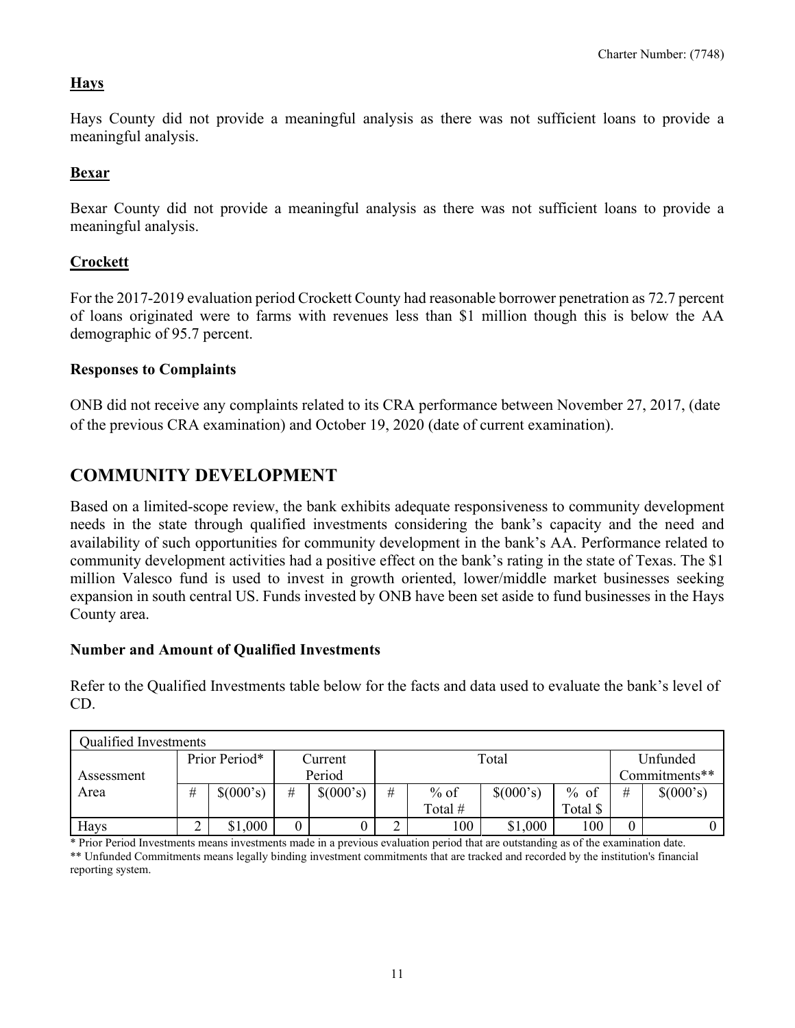**Hays**

Hays County did not provide a meaningful analysis as there was not sufficient loans to provide a meaningful analysis.

**Bexar**

Bexar County did not provide a meaningful analysis as there was not sufficient loans to provide a meaningful analysis.

**Crockett**

For the 2017-2019 evaluation period Crockett County had reasonable borrower penetration as 72.7 percent of loans originated were to farms with revenues less than $1 million though this is below the AA demographic of 95.7 percent.

### Responses to Complaints

ONB did not receive any complaints related to its CRA performance between November 27, 2017, (date of the previous CRA examination) and October 19, 2020 (date of current examination).

## COMMUNITY DEVELOPMENT

Based on a limited-scope review, the bank exhibits adequate responsiveness to community development needs in the state through qualified investments considering the bank's capacity and the need and availability of such opportunities for community development in the bank's AA. Performance related to community development activities had a positive effect on the bank's rating in the state of Texas. The $1 million Valesco fund is used to invest in growth oriented, lower/middle market businesses seeking expansion in south central US. Funds invested by ONB have been set aside to fund businesses in the Hays County area.

### Number and Amount of Qualified Investments

Refer to the Qualified Investments table below for the facts and data used to evaluate the bank's level of CD.

| Qualified Investments | | | | | | | | | | |
|---|---|---|---|---|---|---|---|---|---|---|
| Assessment Area | Prior Period* | | Current Period | | Total | | | | Unfunded Commitments** | |
| | # | $(000's) | # | $(000's) | # | % of Total # | $(000's) | % of Total $ | # | $(000's) |
| Hays | 2 | $1,000 | 0 | 0 | 2 | 100 | $1,000 | 100 | 0 | 0 |

* Prior Period Investments means investments made in a previous evaluation period that are outstanding as of the examination date.
** Unfunded Commitments means legally binding investment commitments that are tracked and recorded by the institution's financial reporting system.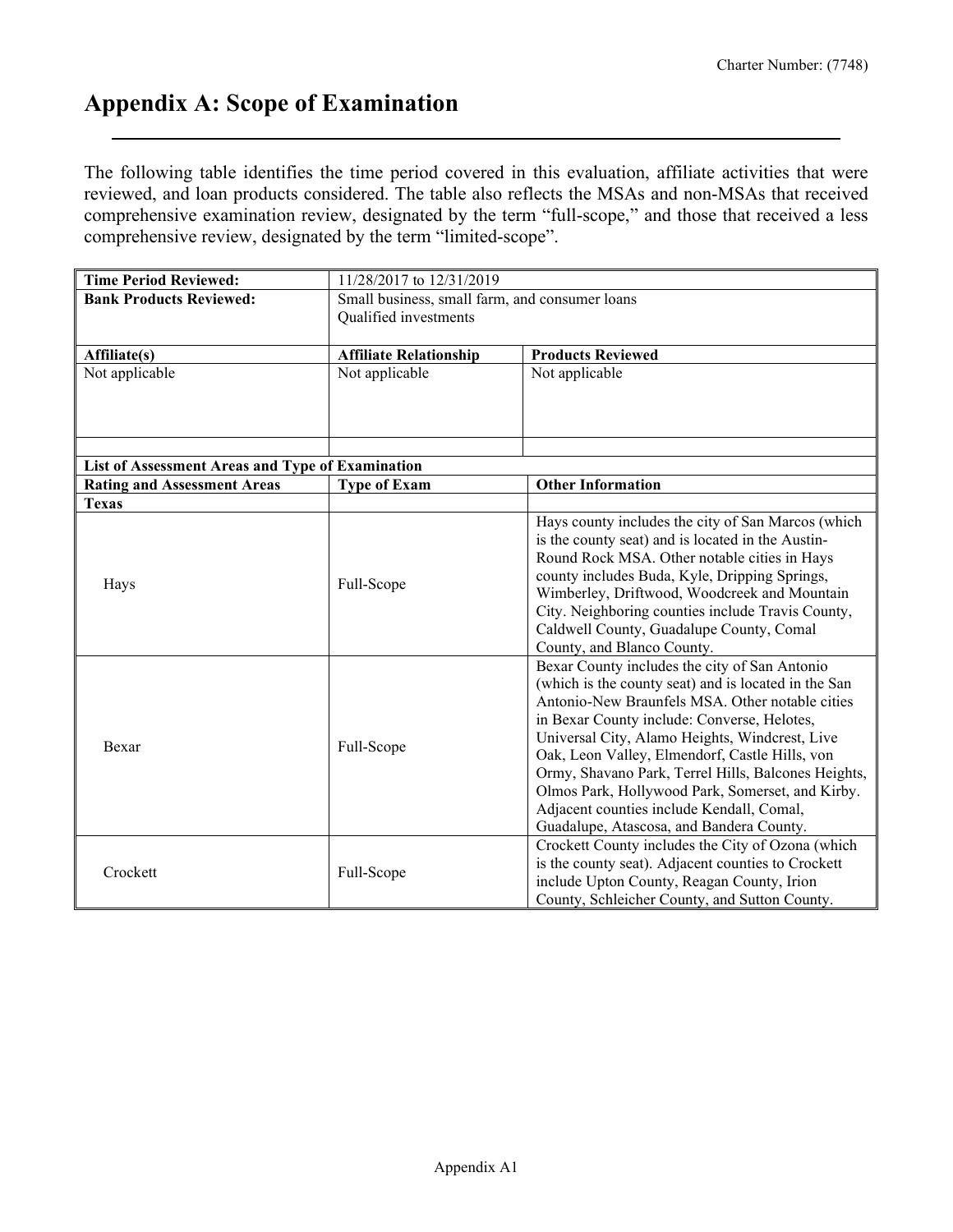# Appendix A: Scope of Examination

The following table identifies the time period covered in this evaluation, affiliate activities that were reviewed, and loan products considered. The table also reflects the MSAs and non-MSAs that received comprehensive examination review, designated by the term "full-scope," and those that received a less comprehensive review, designated by the term "limited-scope".

| **Time Period Reviewed:** | 11/28/2017 to 12/31/2019 | |
|---|---|---|
| **Bank Products Reviewed:** | Small business, small farm, and consumer loans<br>Qualified investments | |
| **Affiliate(s)** | **Affiliate Relationship** | **Products Reviewed** |
| Not applicable | Not applicable | Not applicable |
| | | |
| **List of Assessment Areas and Type of Examination** | | |
| **Rating and Assessment Areas** | **Type of Exam** | **Other Information** |
| **Texas** | | |
| Hays | Full-Scope | Hays county includes the city of San Marcos (which is the county seat) and is located in the Austin-Round Rock MSA. Other notable cities in Hays county includes Buda, Kyle, Dripping Springs, Wimberley, Driftwood, Woodcreek and Mountain City. Neighboring counties include Travis County, Caldwell County, Guadalupe County, Comal County, and Blanco County. |
| Bexar | Full-Scope | Bexar County includes the city of San Antonio (which is the county seat) and is located in the San Antonio-New Braunfels MSA. Other notable cities in Bexar County include: Converse, Helotes, Universal City, Alamo Heights, Windcrest, Live Oak, Leon Valley, Elmendorf, Castle Hills, von Ormy, Shavano Park, Terrel Hills, Balcones Heights, Olmos Park, Hollywood Park, Somerset, and Kirby. Adjacent counties include Kendall, Comal, Guadalupe, Atascosa, and Bandera County. |
| Crockett | Full-Scope | Crockett County includes the City of Ozona (which is the county seat). Adjacent counties to Crockett include Upton County, Reagan County, Irion County, Schleicher County, and Sutton County. |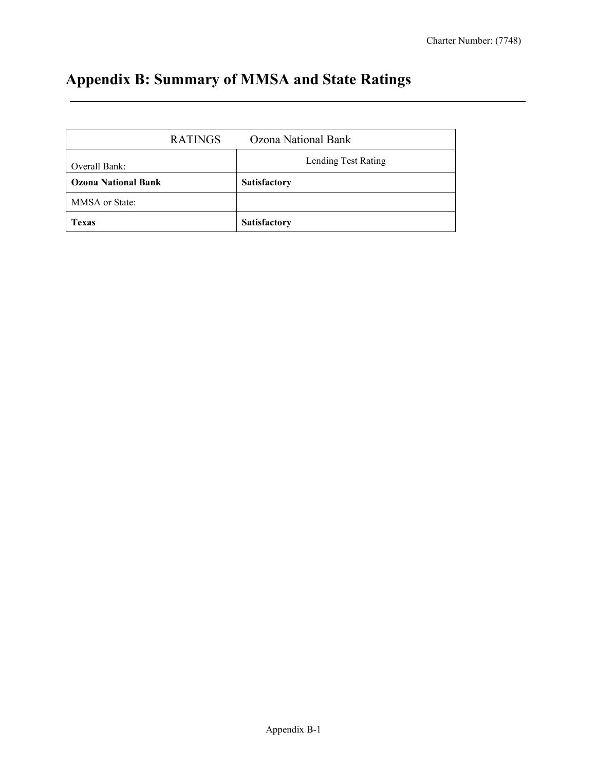# Appendix B: Summary of MMSA and State Ratings

| RATINGS Ozona National Bank | |
|---|---|
| Overall Bank: | Lending Test Rating |
| **Ozona National Bank** | **Satisfactory** |
| MMSA or State: | |
| **Texas** | **Satisfactory** |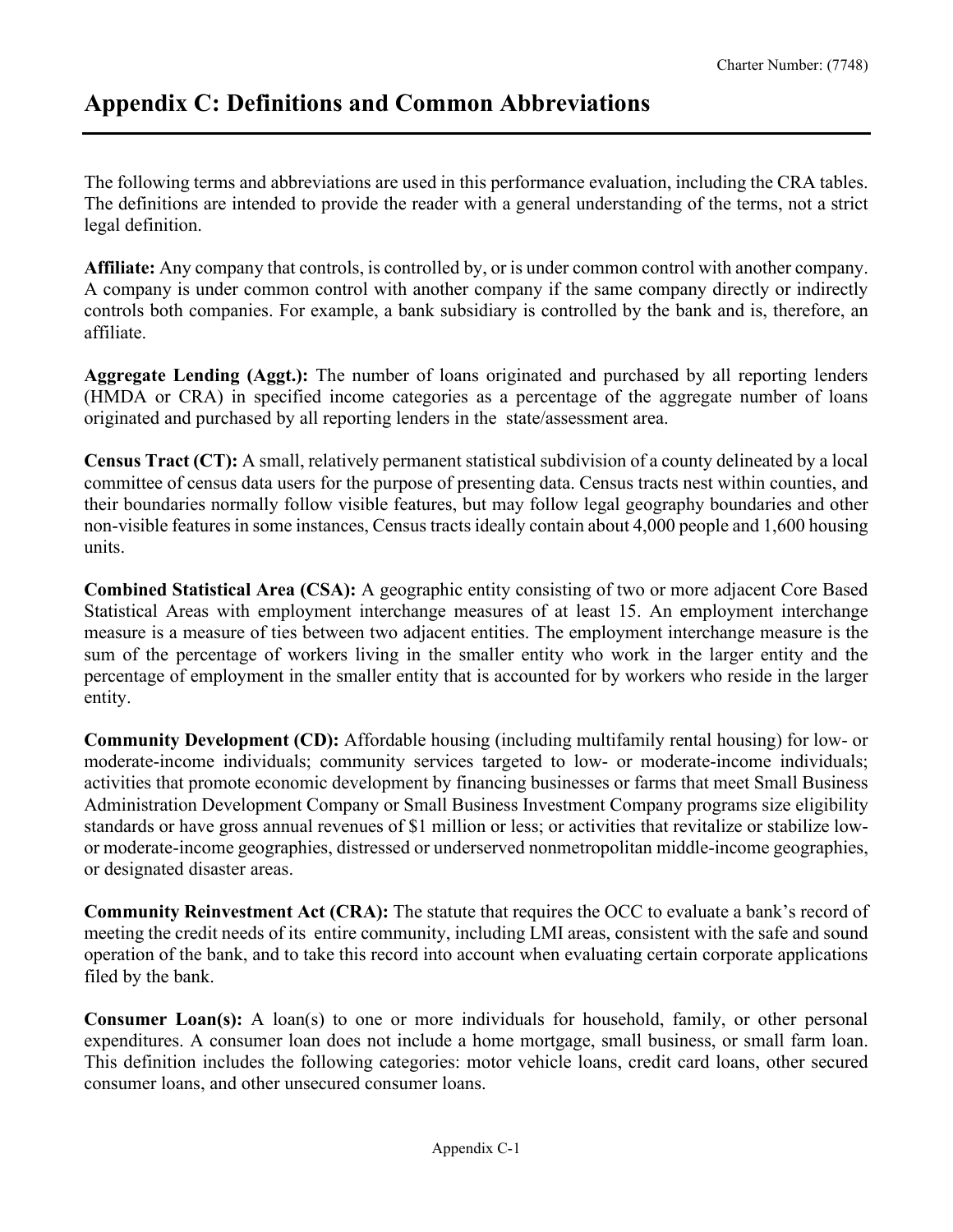# Appendix C: Definitions and Common Abbreviations

The following terms and abbreviations are used in this performance evaluation, including the CRA tables. The definitions are intended to provide the reader with a general understanding of the terms, not a strict legal definition.

**Affiliate:** Any company that controls, is controlled by, or is under common control with another company. A company is under common control with another company if the same company directly or indirectly controls both companies. For example, a bank subsidiary is controlled by the bank and is, therefore, an affiliate.

**Aggregate Lending (Aggt.):** The number of loans originated and purchased by all reporting lenders (HMDA or CRA) in specified income categories as a percentage of the aggregate number of loans originated and purchased by all reporting lenders in the state/assessment area.

**Census Tract (CT):** A small, relatively permanent statistical subdivision of a county delineated by a local committee of census data users for the purpose of presenting data. Census tracts nest within counties, and their boundaries normally follow visible features, but may follow legal geography boundaries and other non-visible features in some instances, Census tracts ideally contain about 4,000 people and 1,600 housing units.

**Combined Statistical Area (CSA):** A geographic entity consisting of two or more adjacent Core Based Statistical Areas with employment interchange measures of at least 15. An employment interchange measure is a measure of ties between two adjacent entities. The employment interchange measure is the sum of the percentage of workers living in the smaller entity who work in the larger entity and the percentage of employment in the smaller entity that is accounted for by workers who reside in the larger entity.

**Community Development (CD):** Affordable housing (including multifamily rental housing) for low- or moderate-income individuals; community services targeted to low- or moderate-income individuals; activities that promote economic development by financing businesses or farms that meet Small Business Administration Development Company or Small Business Investment Company programs size eligibility standards or have gross annual revenues of $1 million or less; or activities that revitalize or stabilize low- or moderate-income geographies, distressed or underserved nonmetropolitan middle-income geographies, or designated disaster areas.

**Community Reinvestment Act (CRA):** The statute that requires the OCC to evaluate a bank's record of meeting the credit needs of its entire community, including LMI areas, consistent with the safe and sound operation of the bank, and to take this record into account when evaluating certain corporate applications filed by the bank.

**Consumer Loan(s):** A loan(s) to one or more individuals for household, family, or other personal expenditures. A consumer loan does not include a home mortgage, small business, or small farm loan. This definition includes the following categories: motor vehicle loans, credit card loans, other secured consumer loans, and other unsecured consumer loans.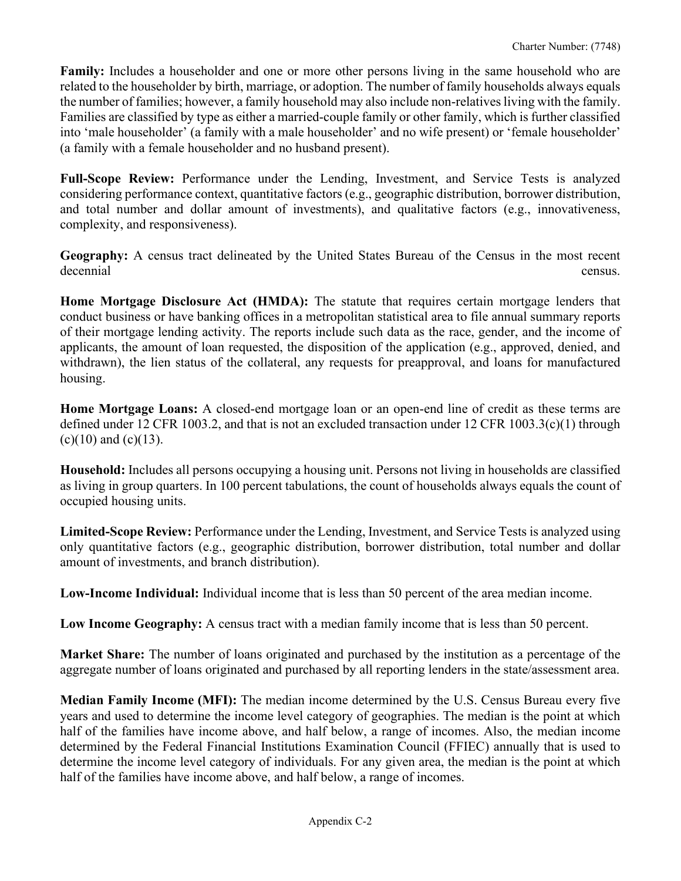**Family:** Includes a householder and one or more other persons living in the same household who are related to the householder by birth, marriage, or adoption. The number of family households always equals the number of families; however, a family household may also include non-relatives living with the family. Families are classified by type as either a married-couple family or other family, which is further classified into 'male householder' (a family with a male householder' and no wife present) or 'female householder' (a family with a female householder and no husband present).

**Full-Scope Review:** Performance under the Lending, Investment, and Service Tests is analyzed considering performance context, quantitative factors (e.g., geographic distribution, borrower distribution, and total number and dollar amount of investments), and qualitative factors (e.g., innovativeness, complexity, and responsiveness).

**Geography:** A census tract delineated by the United States Bureau of the Census in the most recent decennial census.

**Home Mortgage Disclosure Act (HMDA):** The statute that requires certain mortgage lenders that conduct business or have banking offices in a metropolitan statistical area to file annual summary reports of their mortgage lending activity. The reports include such data as the race, gender, and the income of applicants, the amount of loan requested, the disposition of the application (e.g., approved, denied, and withdrawn), the lien status of the collateral, any requests for preapproval, and loans for manufactured housing.

**Home Mortgage Loans:** A closed-end mortgage loan or an open-end line of credit as these terms are defined under 12 CFR 1003.2, and that is not an excluded transaction under 12 CFR 1003.3(c)(1) through (c)(10) and (c)(13).

**Household:** Includes all persons occupying a housing unit. Persons not living in households are classified as living in group quarters. In 100 percent tabulations, the count of households always equals the count of occupied housing units.

**Limited-Scope Review:** Performance under the Lending, Investment, and Service Tests is analyzed using only quantitative factors (e.g., geographic distribution, borrower distribution, total number and dollar amount of investments, and branch distribution).

**Low-Income Individual:** Individual income that is less than 50 percent of the area median income.

**Low Income Geography:** A census tract with a median family income that is less than 50 percent.

**Market Share:** The number of loans originated and purchased by the institution as a percentage of the aggregate number of loans originated and purchased by all reporting lenders in the state/assessment area.

**Median Family Income (MFI):** The median income determined by the U.S. Census Bureau every five years and used to determine the income level category of geographies. The median is the point at which half of the families have income above, and half below, a range of incomes. Also, the median income determined by the Federal Financial Institutions Examination Council (FFIEC) annually that is used to determine the income level category of individuals. For any given area, the median is the point at which half of the families have income above, and half below, a range of incomes.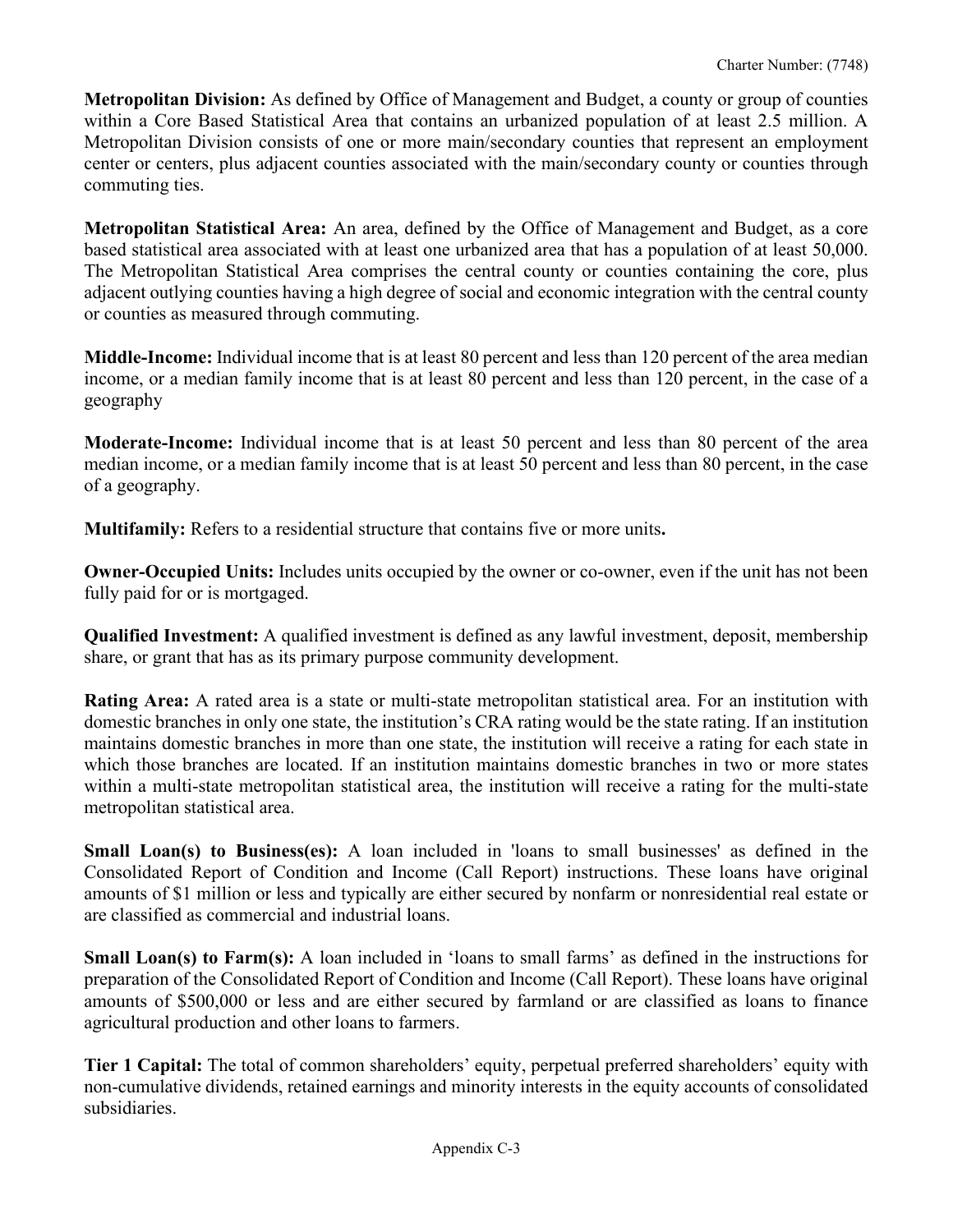**Metropolitan Division:** As defined by Office of Management and Budget, a county or group of counties within a Core Based Statistical Area that contains an urbanized population of at least 2.5 million. A Metropolitan Division consists of one or more main/secondary counties that represent an employment center or centers, plus adjacent counties associated with the main/secondary county or counties through commuting ties.

**Metropolitan Statistical Area:** An area, defined by the Office of Management and Budget, as a core based statistical area associated with at least one urbanized area that has a population of at least 50,000. The Metropolitan Statistical Area comprises the central county or counties containing the core, plus adjacent outlying counties having a high degree of social and economic integration with the central county or counties as measured through commuting.

**Middle-Income:** Individual income that is at least 80 percent and less than 120 percent of the area median income, or a median family income that is at least 80 percent and less than 120 percent, in the case of a geography

**Moderate-Income:** Individual income that is at least 50 percent and less than 80 percent of the area median income, or a median family income that is at least 50 percent and less than 80 percent, in the case of a geography.

**Multifamily:** Refers to a residential structure that contains five or more units**.**

**Owner-Occupied Units:** Includes units occupied by the owner or co-owner, even if the unit has not been fully paid for or is mortgaged.

**Qualified Investment:** A qualified investment is defined as any lawful investment, deposit, membership share, or grant that has as its primary purpose community development.

**Rating Area:** A rated area is a state or multi-state metropolitan statistical area. For an institution with domestic branches in only one state, the institution's CRA rating would be the state rating. If an institution maintains domestic branches in more than one state, the institution will receive a rating for each state in which those branches are located. If an institution maintains domestic branches in two or more states within a multi-state metropolitan statistical area, the institution will receive a rating for the multi-state metropolitan statistical area.

**Small Loan(s) to Business(es):** A loan included in 'loans to small businesses' as defined in the Consolidated Report of Condition and Income (Call Report) instructions. These loans have original amounts of $1 million or less and typically are either secured by nonfarm or nonresidential real estate or are classified as commercial and industrial loans.

**Small Loan(s) to Farm(s):** A loan included in 'loans to small farms' as defined in the instructions for preparation of the Consolidated Report of Condition and Income (Call Report). These loans have original amounts of $500,000 or less and are either secured by farmland or are classified as loans to finance agricultural production and other loans to farmers.

**Tier 1 Capital:** The total of common shareholders' equity, perpetual preferred shareholders' equity with non-cumulative dividends, retained earnings and minority interests in the equity accounts of consolidated subsidiaries.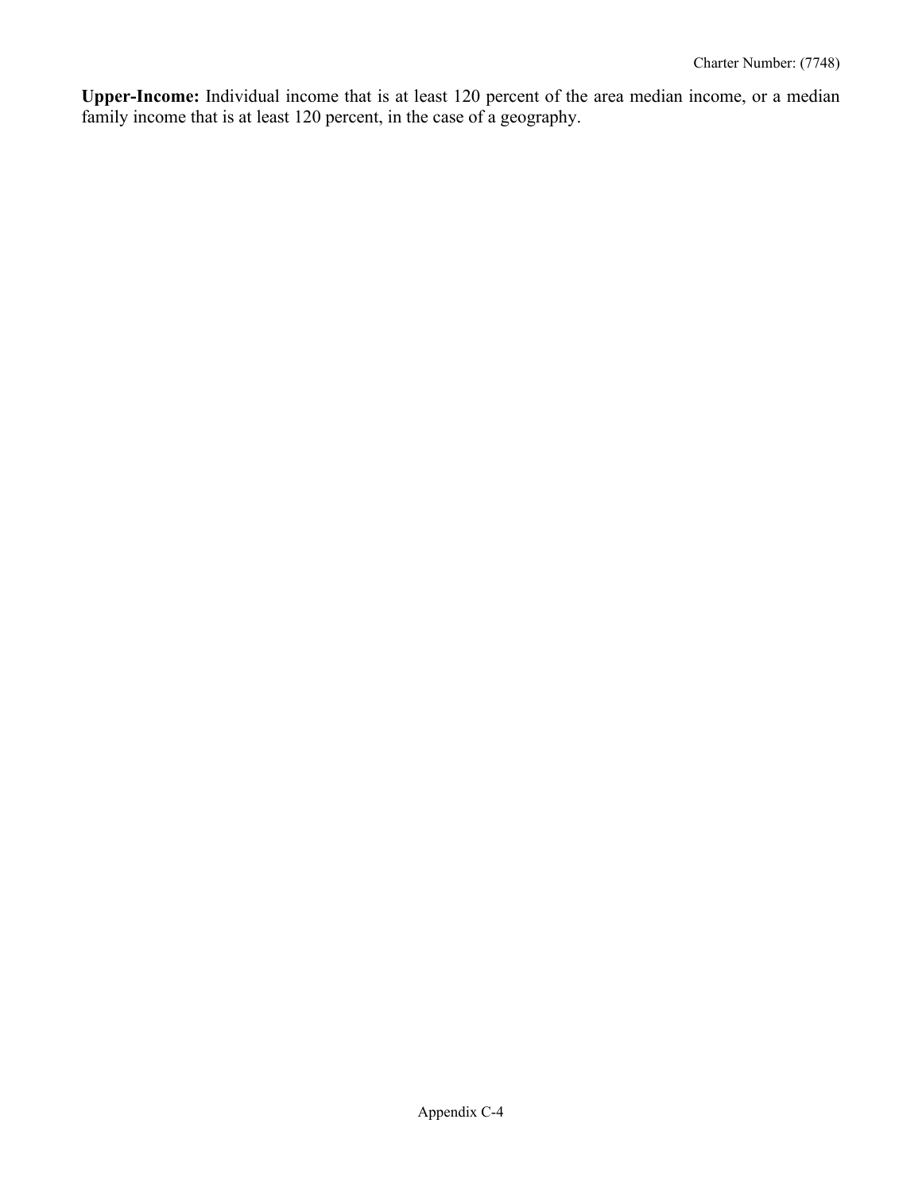**Upper-Income:** Individual income that is at least 120 percent of the area median income, or a median family income that is at least 120 percent, in the case of a geography.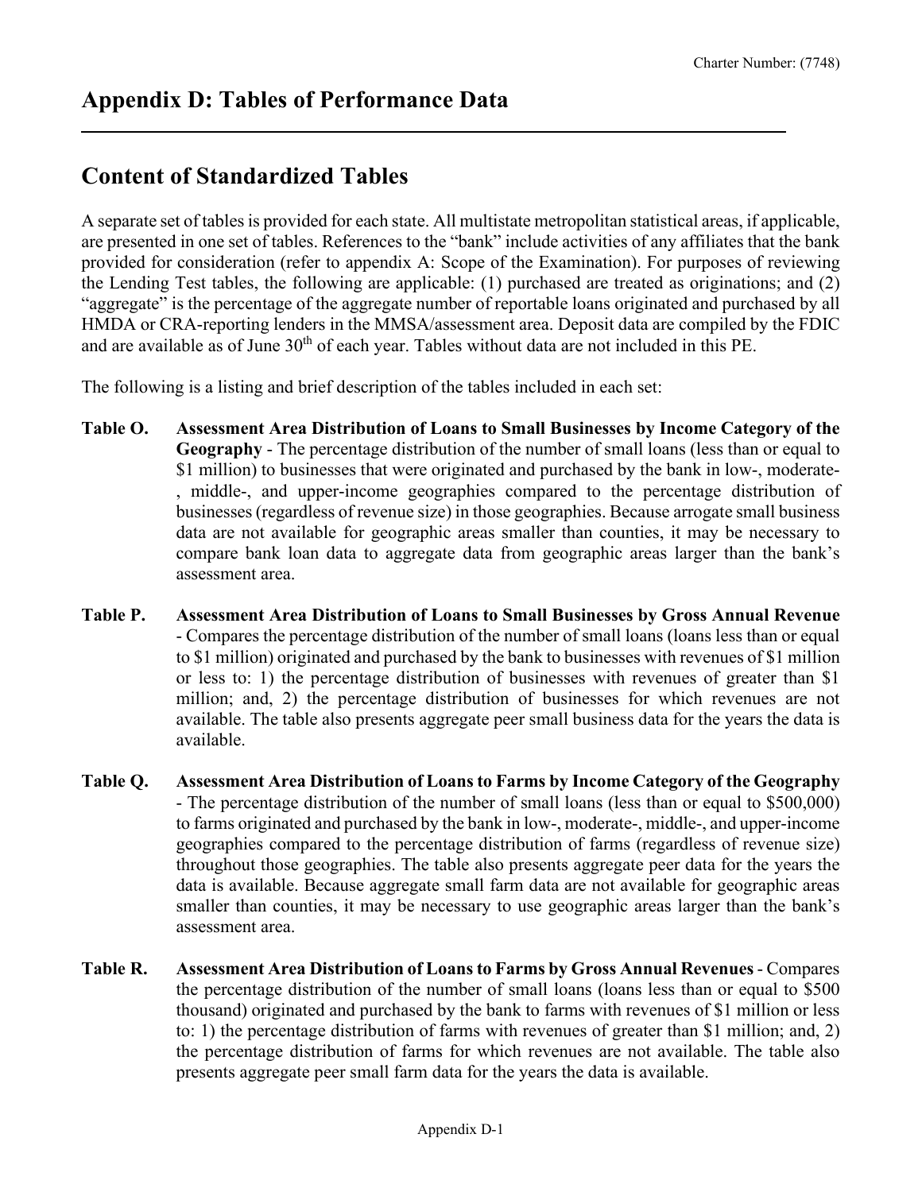# Appendix D: Tables of Performance Data

## Content of Standardized Tables

A separate set of tables is provided for each state. All multistate metropolitan statistical areas, if applicable, are presented in one set of tables. References to the "bank" include activities of any affiliates that the bank provided for consideration (refer to appendix A: Scope of the Examination). For purposes of reviewing the Lending Test tables, the following are applicable: (1) purchased are treated as originations; and (2) "aggregate" is the percentage of the aggregate number of reportable loans originated and purchased by all HMDA or CRA-reporting lenders in the MMSA/assessment area. Deposit data are compiled by the FDIC and are available as of June 30th of each year. Tables without data are not included in this PE.

The following is a listing and brief description of the tables included in each set:

**Table O. Assessment Area Distribution of Loans to Small Businesses by Income Category of the Geography** - The percentage distribution of the number of small loans (less than or equal to $1 million) to businesses that were originated and purchased by the bank in low-, moderate-, middle-, and upper-income geographies compared to the percentage distribution of businesses (regardless of revenue size) in those geographies. Because arrogate small business data are not available for geographic areas smaller than counties, it may be necessary to compare bank loan data to aggregate data from geographic areas larger than the bank's assessment area.

**Table P. Assessment Area Distribution of Loans to Small Businesses by Gross Annual Revenue** - Compares the percentage distribution of the number of small loans (loans less than or equal to $1 million) originated and purchased by the bank to businesses with revenues of $1 million or less to: 1) the percentage distribution of businesses with revenues of greater than $1 million; and, 2) the percentage distribution of businesses for which revenues are not available. The table also presents aggregate peer small business data for the years the data is available.

**Table Q. Assessment Area Distribution of Loans to Farms by Income Category of the Geography** - The percentage distribution of the number of small loans (less than or equal to $500,000) to farms originated and purchased by the bank in low-, moderate-, middle-, and upper-income geographies compared to the percentage distribution of farms (regardless of revenue size) throughout those geographies. The table also presents aggregate peer data for the years the data is available. Because aggregate small farm data are not available for geographic areas smaller than counties, it may be necessary to use geographic areas larger than the bank's assessment area.

**Table R. Assessment Area Distribution of Loans to Farms by Gross Annual Revenues** - Compares the percentage distribution of the number of small loans (loans less than or equal to $500 thousand) originated and purchased by the bank to farms with revenues of $1 million or less to: 1) the percentage distribution of farms with revenues of greater than $1 million; and, 2) the percentage distribution of farms for which revenues are not available. The table also presents aggregate peer small farm data for the years the data is available.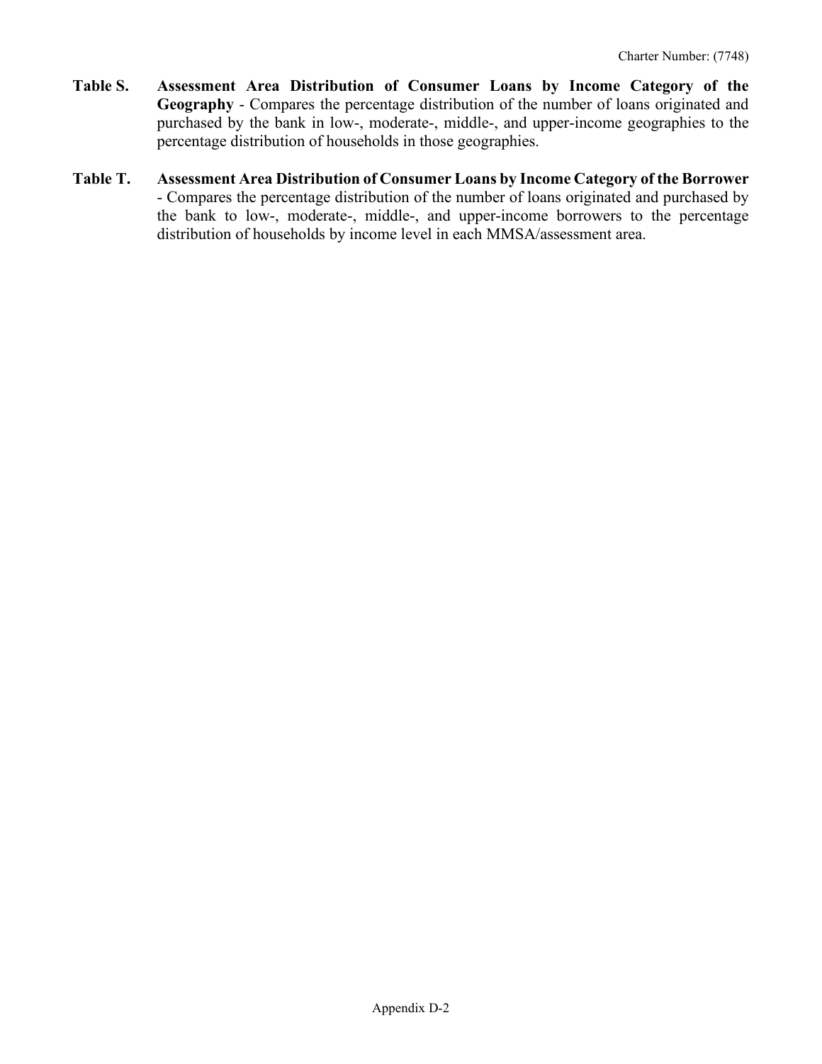**Table S. Assessment Area Distribution of Consumer Loans by Income Category of the Geography** - Compares the percentage distribution of the number of loans originated and purchased by the bank in low-, moderate-, middle-, and upper-income geographies to the percentage distribution of households in those geographies.

**Table T. Assessment Area Distribution of Consumer Loans by Income Category of the Borrower** - Compares the percentage distribution of the number of loans originated and purchased by the bank to low-, moderate-, middle-, and upper-income borrowers to the percentage distribution of households by income level in each MMSA/assessment area.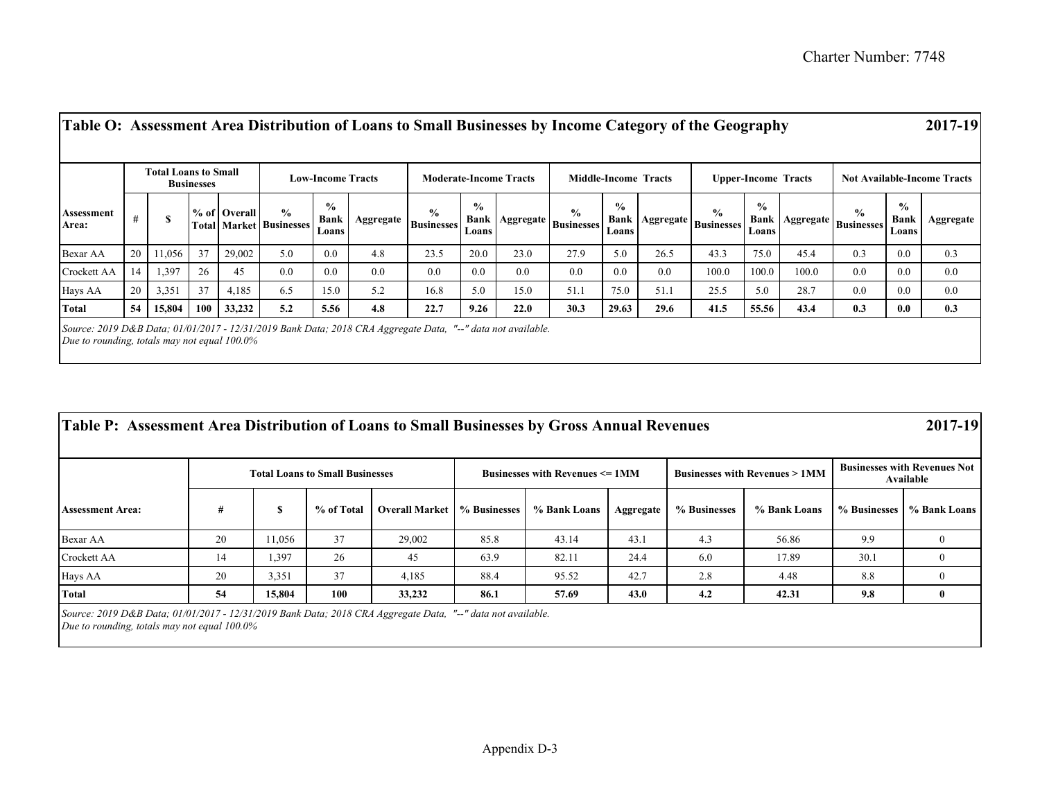## Table O: Assessment Area Distribution of Loans to Small Businesses by Income Category of the Geography — 2017-19

| | Total Loans to Small Businesses | | | | Low-Income Tracts | | | Moderate-Income Tracts | | | Middle-Income Tracts | | | Upper-Income Tracts | | | Not Available-Income Tracts | | |
|---|---|---|---|---|---|---|---|---|---|---|---|---|---|---|---|---|---|---|---|
| Assessment Area: | # | $ | % of Total | Overall Market | % Businesses | % Bank Loans | Aggregate | % Businesses | % Bank Loans | Aggregate | % Businesses | % Bank Loans | Aggregate | % Businesses | % Bank Loans | Aggregate | % Businesses | % Bank Loans | Aggregate |
| Bexar AA | 20 | 11,056 | 37 | 29,002 | 5.0 | 0.0 | 4.8 | 23.5 | 20.0 | 23.0 | 27.9 | 5.0 | 26.5 | 43.3 | 75.0 | 45.4 | 0.3 | 0.0 | 0.3 |
| Crockett AA | 14 | 1,397 | 26 | 45 | 0.0 | 0.0 | 0.0 | 0.0 | 0.0 | 0.0 | 0.0 | 0.0 | 0.0 | 100.0 | 100.0 | 100.0 | 0.0 | 0.0 | 0.0 |
| Hays AA | 20 | 3,351 | 37 | 4,185 | 6.5 | 15.0 | 5.2 | 16.8 | 5.0 | 15.0 | 51.1 | 75.0 | 51.1 | 25.5 | 5.0 | 28.7 | 0.0 | 0.0 | 0.0 |
| **Total** | **54** | **15,804** | **100** | **33,232** | **5.2** | **5.56** | **4.8** | **22.7** | **9.26** | **22.0** | **30.3** | **29.63** | **29.6** | **41.5** | **55.56** | **43.4** | **0.3** | **0.0** | **0.3** |

*Source: 2019 D&B Data; 01/01/2017 - 12/31/2019 Bank Data; 2018 CRA Aggregate Data, "--" data not available.*
*Due to rounding, totals may not equal 100.0%*

## Table P: Assessment Area Distribution of Loans to Small Businesses by Gross Annual Revenues — 2017-19

| | Total Loans to Small Businesses | | | | Businesses with Revenues <= 1MM | | | Businesses with Revenues > 1MM | | Businesses with Revenues Not Available | |
|---|---|---|---|---|---|---|---|---|---|---|---|
| Assessment Area: | # | $ | % of Total | Overall Market | % Businesses | % Bank Loans | Aggregate | % Businesses | % Bank Loans | % Businesses | % Bank Loans |
| Bexar AA | 20 | 11,056 | 37 | 29,002 | 85.8 | 43.14 | 43.1 | 4.3 | 56.86 | 9.9 | 0 |
| Crockett AA | 14 | 1,397 | 26 | 45 | 63.9 | 82.11 | 24.4 | 6.0 | 17.89 | 30.1 | 0 |
| Hays AA | 20 | 3,351 | 37 | 4,185 | 88.4 | 95.52 | 42.7 | 2.8 | 4.48 | 8.8 | 0 |
| **Total** | **54** | **15,804** | **100** | **33,232** | **86.1** | **57.69** | **43.0** | **4.2** | **42.31** | **9.8** | **0** |

*Source: 2019 D&B Data; 01/01/2017 - 12/31/2019 Bank Data; 2018 CRA Aggregate Data, "--" data not available.*
*Due to rounding, totals may not equal 100.0%*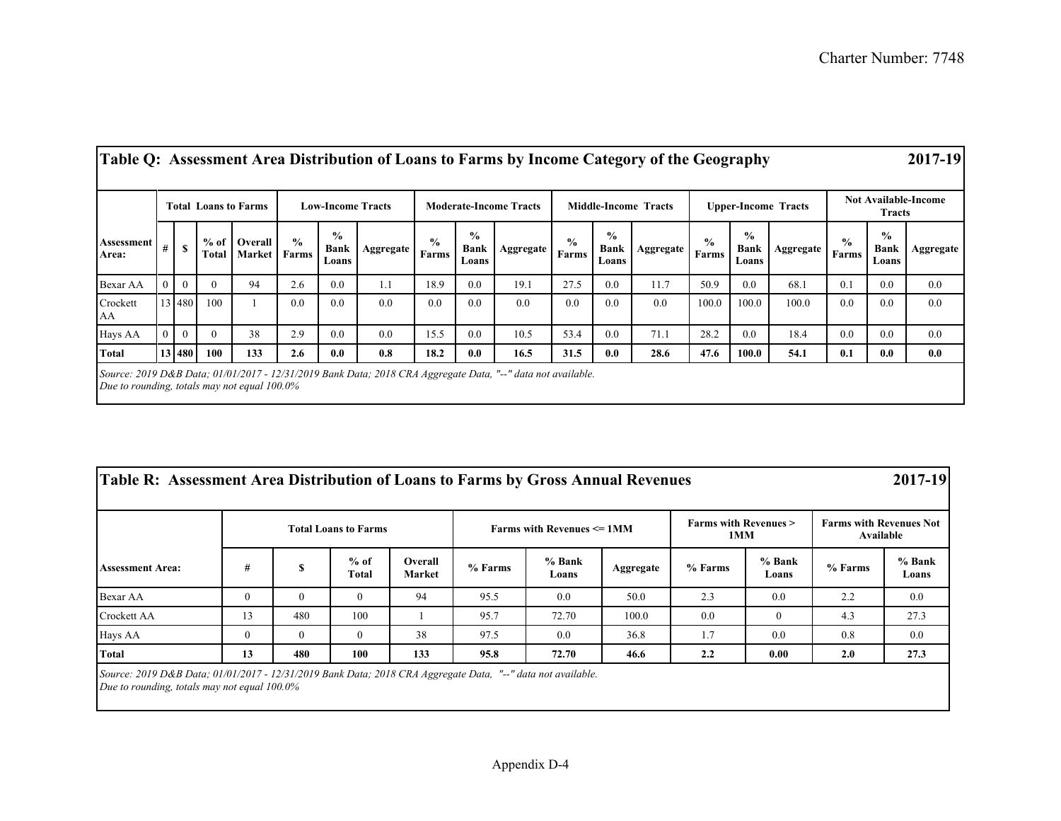## Table Q: Assessment Area Distribution of Loans to Farms by Income Category of the Geography 2017-19

| | Total Loans to Farms | | | | Low-Income Tracts | | | Moderate-Income Tracts | | | Middle-Income Tracts | | | Upper-Income Tracts | | | Not Available-Income Tracts | | |
|---|---|---|---|---|---|---|---|---|---|---|---|---|---|---|---|---|---|---|---|
| Assessment Area: | # | $ | % of Total | Overall Market | % Farms | % Bank Loans | Aggregate | % Farms | % Bank Loans | Aggregate | % Farms | % Bank Loans | Aggregate | % Farms | % Bank Loans | Aggregate | % Farms | % Bank Loans | Aggregate |
| Bexar AA | 0 | 0 | 0 | 94 | 2.6 | 0.0 | 1.1 | 18.9 | 0.0 | 19.1 | 27.5 | 0.0 | 11.7 | 50.9 | 0.0 | 68.1 | 0.1 | 0.0 | 0.0 |
| Crockett AA | 13 | 480 | 100 | 1 | 0.0 | 0.0 | 0.0 | 0.0 | 0.0 | 0.0 | 0.0 | 0.0 | 0.0 | 100.0 | 100.0 | 100.0 | 0.0 | 0.0 | 0.0 |
| Hays AA | 0 | 0 | 0 | 38 | 2.9 | 0.0 | 0.0 | 15.5 | 0.0 | 10.5 | 53.4 | 0.0 | 71.1 | 28.2 | 0.0 | 18.4 | 0.0 | 0.0 | 0.0 |
| **Total** | **13** | **480** | **100** | **133** | **2.6** | **0.0** | **0.8** | **18.2** | **0.0** | **16.5** | **31.5** | **0.0** | **28.6** | **47.6** | **100.0** | **54.1** | **0.1** | **0.0** | **0.0** |

*Source: 2019 D&B Data; 01/01/2017 - 12/31/2019 Bank Data; 2018 CRA Aggregate Data, "--" data not available.*
*Due to rounding, totals may not equal 100.0%*

## Table R: Assessment Area Distribution of Loans to Farms by Gross Annual Revenues 2017-19

| | Total Loans to Farms | | | | Farms with Revenues <= 1MM | | | Farms with Revenues > 1MM | | Farms with Revenues Not Available | |
|---|---|---|---|---|---|---|---|---|---|---|---|
| Assessment Area: | # | $ | % of Total | Overall Market | % Farms | % Bank Loans | Aggregate | % Farms | % Bank Loans | % Farms | % Bank Loans |
| Bexar AA | 0 | 0 | 0 | 94 | 95.5 | 0.0 | 50.0 | 2.3 | 0.0 | 2.2 | 0.0 |
| Crockett AA | 13 | 480 | 100 | 1 | 95.7 | 72.70 | 100.0 | 0.0 | 0 | 4.3 | 27.3 |
| Hays AA | 0 | 0 | 0 | 38 | 97.5 | 0.0 | 36.8 | 1.7 | 0.0 | 0.8 | 0.0 |
| **Total** | **13** | **480** | **100** | **133** | **95.8** | **72.70** | **46.6** | **2.2** | **0.00** | **2.0** | **27.3** |

*Source: 2019 D&B Data; 01/01/2017 - 12/31/2019 Bank Data; 2018 CRA Aggregate Data, "--" data not available.*
*Due to rounding, totals may not equal 100.0%*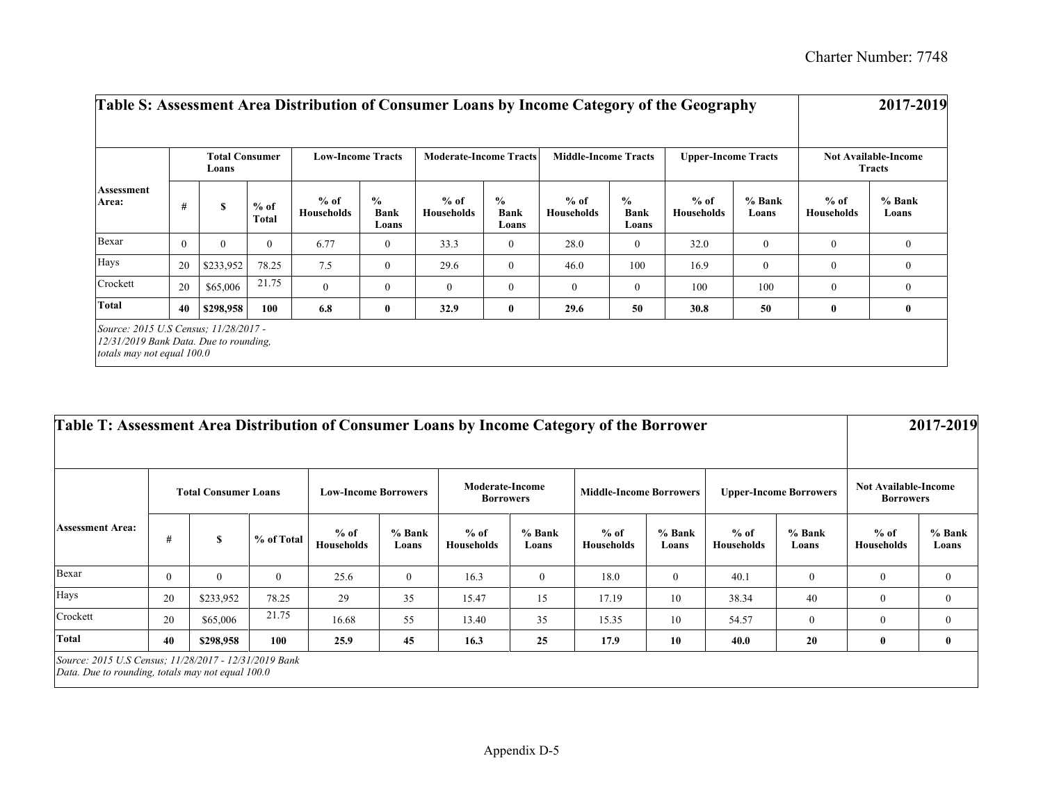| **Table S: Assessment Area Distribution of Consumer Loans by Income Category of the Geography** | | | | | | | | | | | | | **2017-2019** |
|---|---|---|---|---|---|---|---|---|---|---|---|---|---|
| | **Total Consumer Loans** | | | **Low-Income Tracts** | | **Moderate-Income Tracts** | | **Middle-Income Tracts** | | **Upper-Income Tracts** | | **Not Available-Income Tracts** | |
| **Assessment Area:** | **#** | **$** | **% of Total** | **% of Households** | **% Bank Loans** | **% of Households** | **% Bank Loans** | **% of Households** | **% Bank Loans** | **% of Households** | **% Bank Loans** | **% of Households** | **% Bank Loans** |
| Bexar | 0 | 0 | 0 | 6.77 | 0 | 33.3 | 0 | 28.0 | 0 | 32.0 | 0 | 0 | 0 |
| Hays | 20 | $233,952 | 78.25 | 7.5 | 0 | 29.6 | 0 | 46.0 | 100 | 16.9 | 0 | 0 | 0 |
| Crockett | 20 | $65,006 | 21.75 | 0 | 0 | 0 | 0 | 0 | 0 | 100 | 100 | 0 | 0 |
| **Total** | **40** | **$298,958** | **100** | **6.8** | **0** | **32.9** | **0** | **29.6** | **50** | **30.8** | **50** | **0** | **0** |

*Source: 2015 U.S Census; 11/28/2017 - 12/31/2019 Bank Data. Due to rounding, totals may not equal 100.0*

| **Table T: Assessment Area Distribution of Consumer Loans by Income Category of the Borrower** | | | | | | | | | | | | | **2017-2019** |
|---|---|---|---|---|---|---|---|---|---|---|---|---|---|
| | **Total Consumer Loans** | | | **Low-Income Borrowers** | | **Moderate-Income Borrowers** | | **Middle-Income Borrowers** | | **Upper-Income Borrowers** | | **Not Available-Income Borrowers** | |
| **Assessment Area:** | **#** | **$** | **% of Total** | **% of Households** | **% Bank Loans** | **% of Households** | **% Bank Loans** | **% of Households** | **% Bank Loans** | **% of Households** | **% Bank Loans** | **% of Households** | **% Bank Loans** |
| Bexar | 0 | 0 | 0 | 25.6 | 0 | 16.3 | 0 | 18.0 | 0 | 40.1 | 0 | 0 | 0 |
| Hays | 20 | $233,952 | 78.25 | 29 | 35 | 15.47 | 15 | 17.19 | 10 | 38.34 | 40 | 0 | 0 |
| Crockett | 20 | $65,006 | 21.75 | 16.68 | 55 | 13.40 | 35 | 15.35 | 10 | 54.57 | 0 | 0 | 0 |
| **Total** | **40** | **$298,958** | **100** | **25.9** | **45** | **16.3** | **25** | **17.9** | **10** | **40.0** | **20** | **0** | **0** |

*Source: 2015 U.S Census; 11/28/2017 - 12/31/2019 Bank Data. Due to rounding, totals may not equal 100.0*